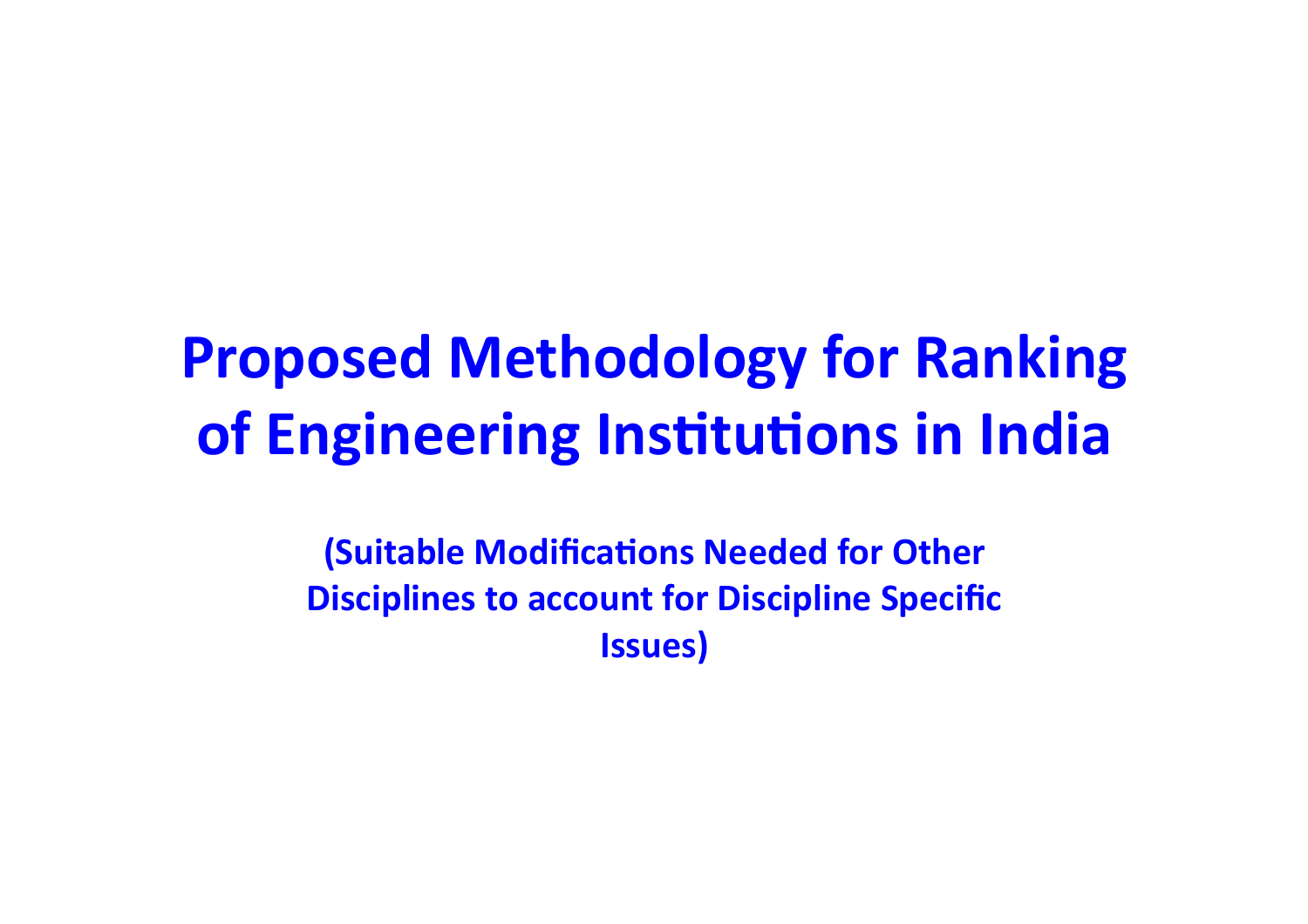# Proposed Methodology for Ranking of Engineering Institutions in India

**(Suitable Modifications Needed for Other Disciplines to account for Discipline Specific Issues)**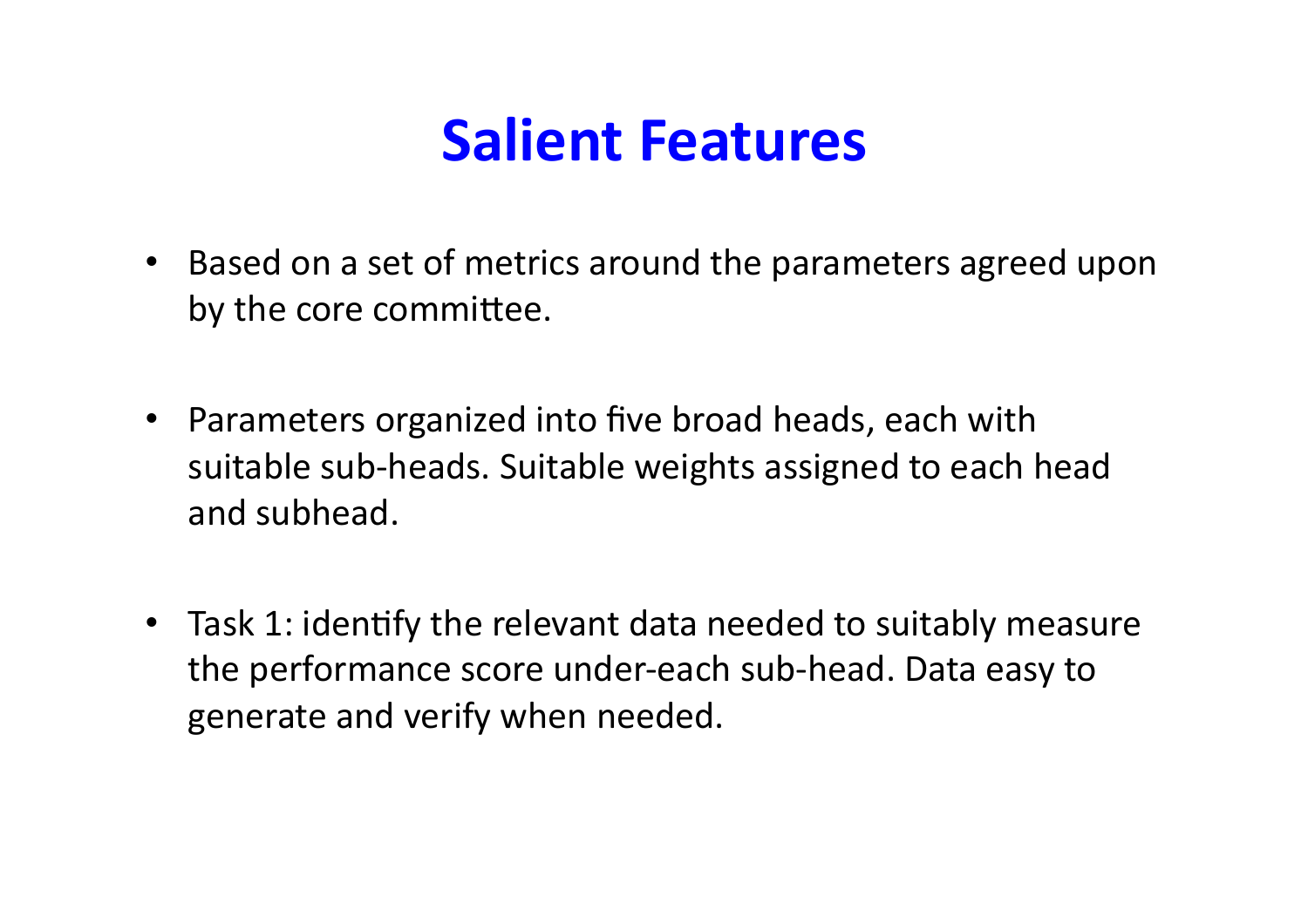# Salient Features

- Based on a set of metrics around the parameters agreed upon by the core committee.
- Parameters organized into five broad heads, each with suitable sub-heads. Suitable weights assigned to each head and subhead.
- Task 1: identify the relevant data needed to suitably measure the performance score under-each sub-head. Data easy to generate and verify when needed.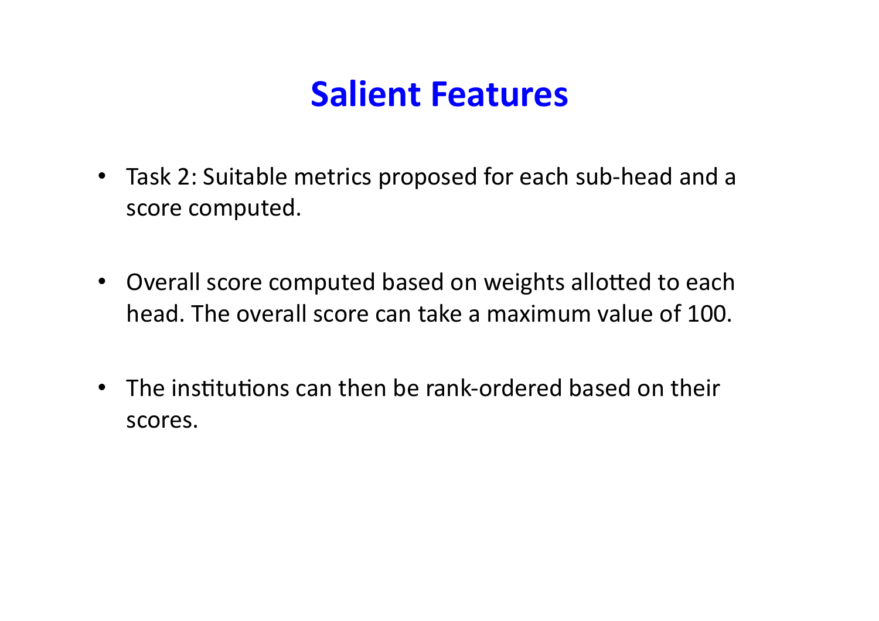# Salient Features

- Task 2: Suitable metrics proposed for each sub-head and a score computed.

- Overall score computed based on weights allotted to each head. The overall score can take a maximum value of 100.

- The institutions can then be rank-ordered based on their scores.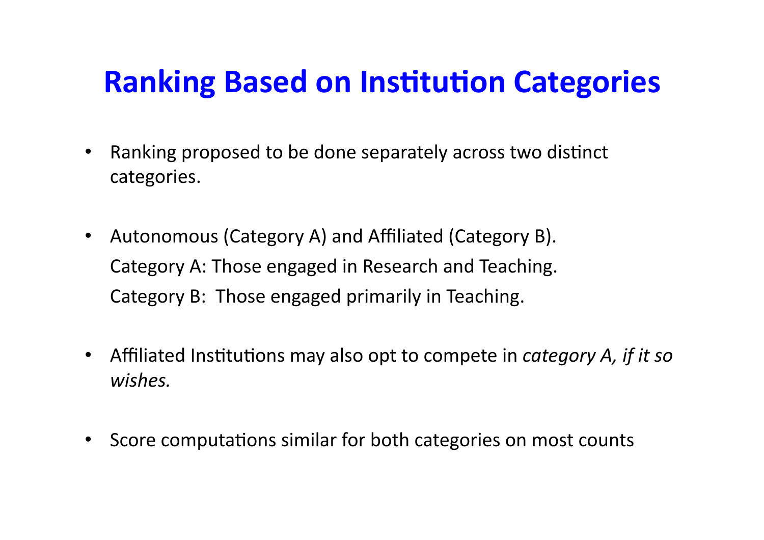# Ranking Based on Institution Categories

- Ranking proposed to be done separately across two distinct categories.

- Autonomous (Category A) and Affiliated (Category B).
  Category A: Those engaged in Research and Teaching.
  Category B: Those engaged primarily in Teaching.

- Affiliated Institutions may also opt to compete in *category A, if it so wishes.*

- Score computations similar for both categories on most counts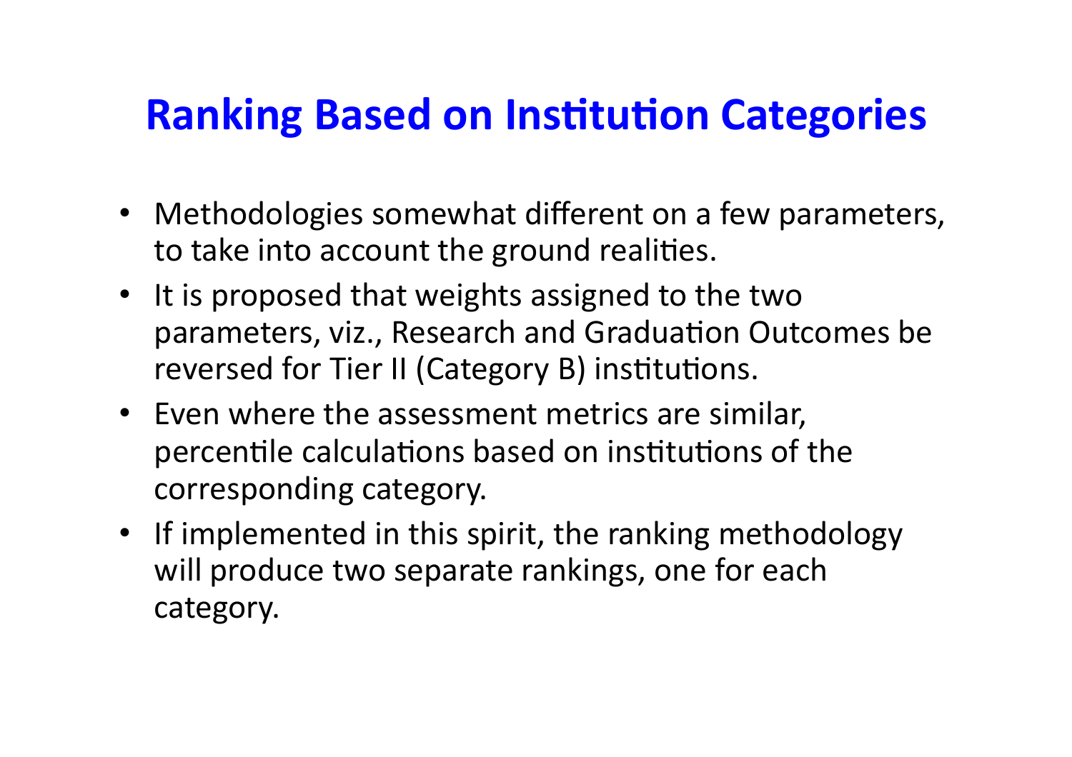# Ranking Based on Institution Categories

- Methodologies somewhat different on a few parameters, to take into account the ground realities.
- It is proposed that weights assigned to the two parameters, viz., Research and Graduation Outcomes be reversed for Tier II (Category B) institutions.
- Even where the assessment metrics are similar, percentile calculations based on institutions of the corresponding category.
- If implemented in this spirit, the ranking methodology will produce two separate rankings, one for each category.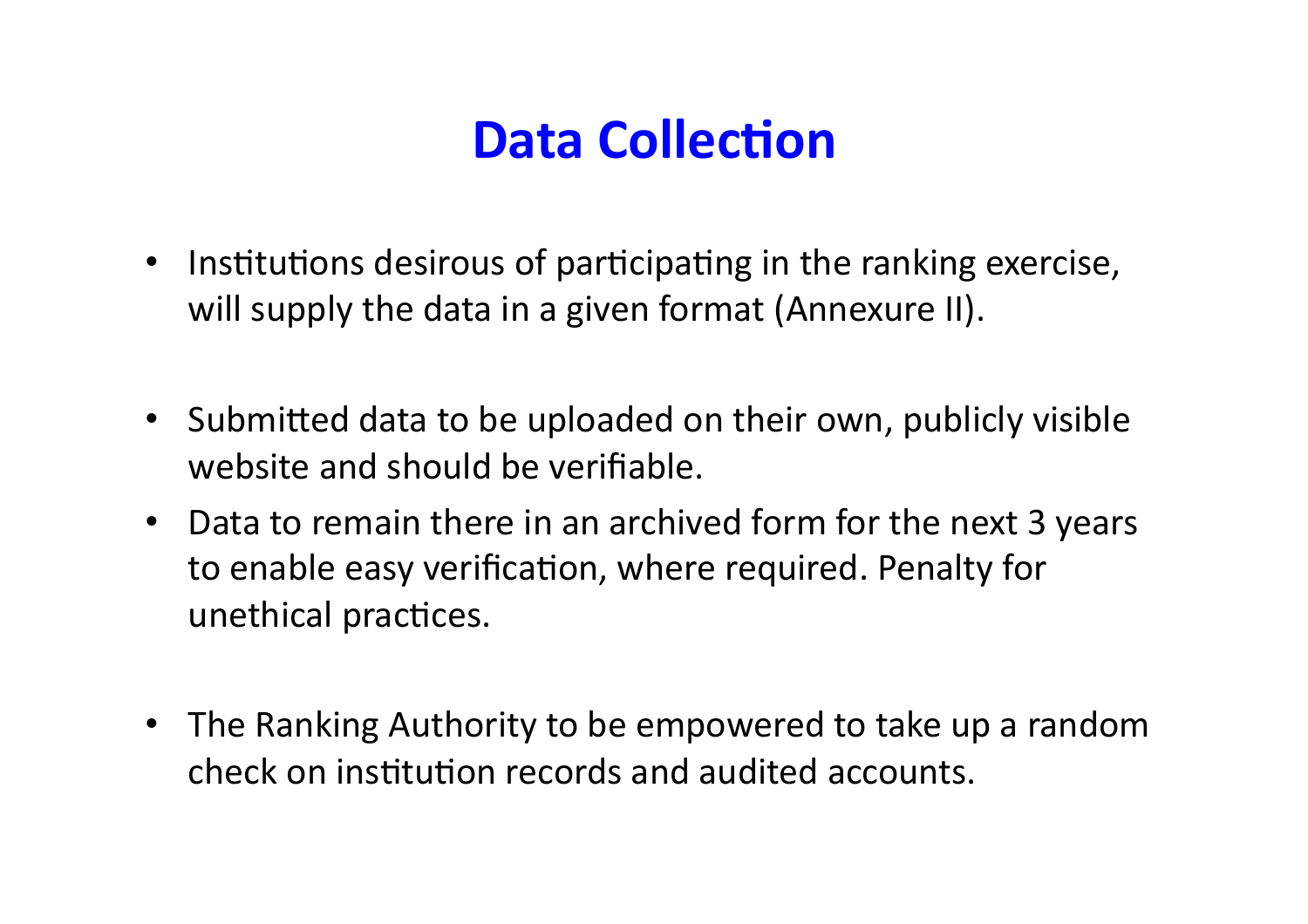# Data Collection

- Institutions desirous of participating in the ranking exercise, will supply the data in a given format (Annexure II).
- Submitted data to be uploaded on their own, publicly visible website and should be verifiable.
- Data to remain there in an archived form for the next 3 years to enable easy verification, where required. Penalty for unethical practices.
- The Ranking Authority to be empowered to take up a random check on institution records and audited accounts.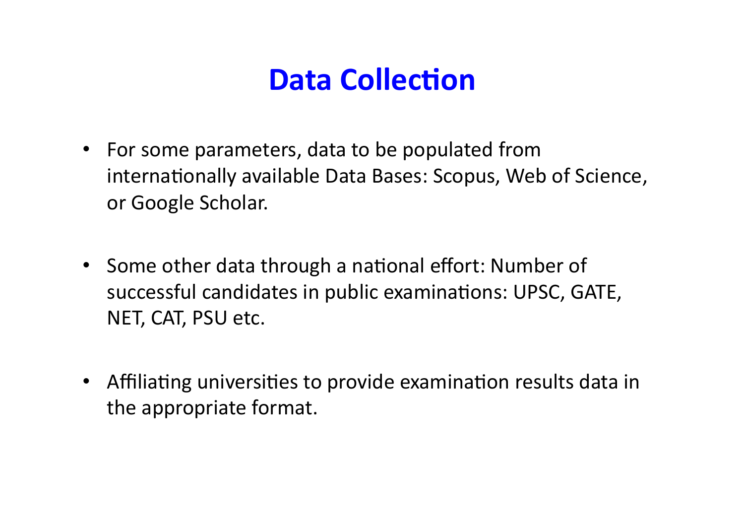# Data Collection

- For some parameters, data to be populated from internationally available Data Bases: Scopus, Web of Science, or Google Scholar.

- Some other data through a national effort: Number of successful candidates in public examinations: UPSC, GATE, NET, CAT, PSU etc.

- Affiliating universities to provide examination results data in the appropriate format.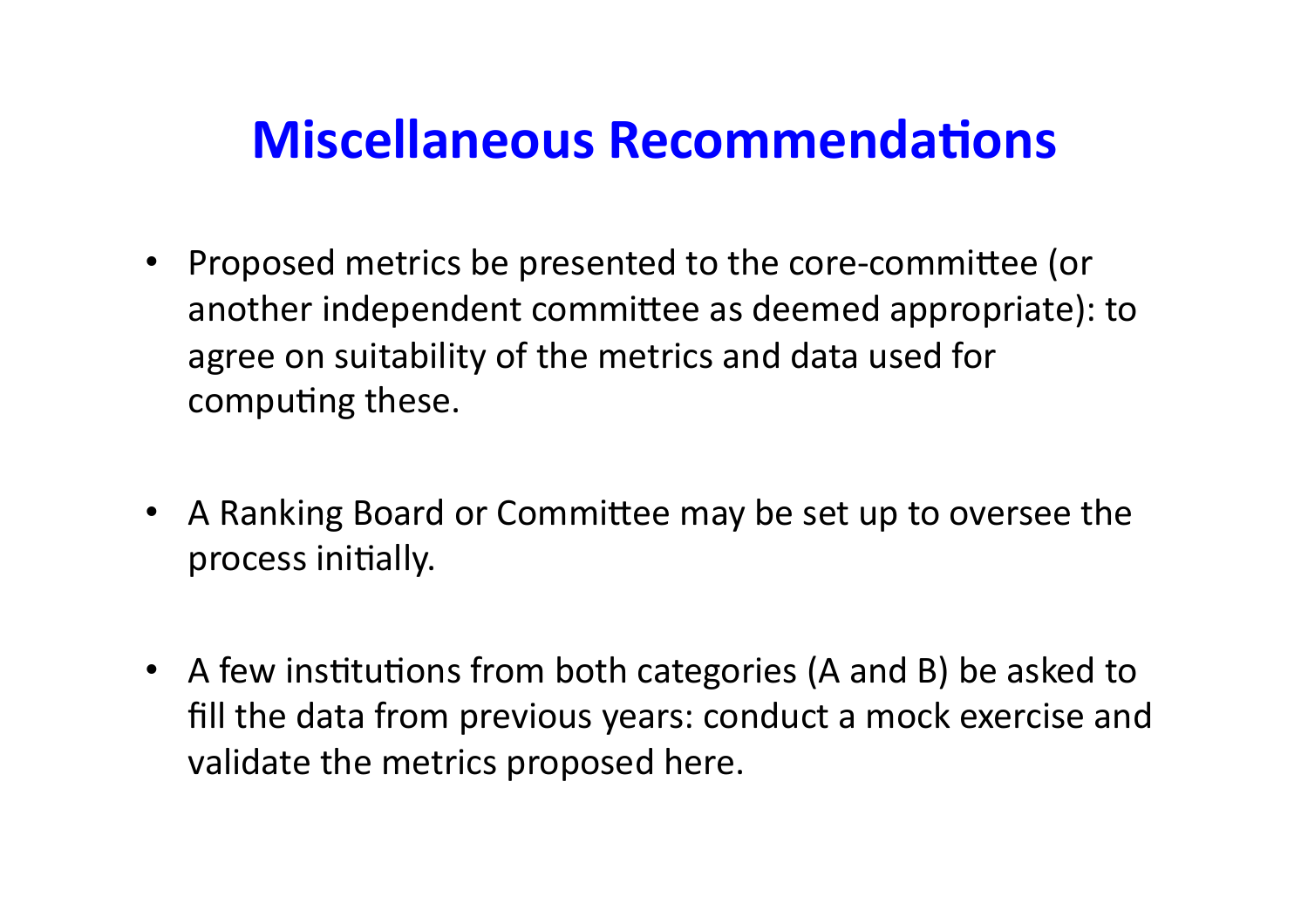# Miscellaneous Recommendations

- Proposed metrics be presented to the core-committee (or another independent committee as deemed appropriate): to agree on suitability of the metrics and data used for computing these.

- A Ranking Board or Committee may be set up to oversee the process initially.

- A few institutions from both categories (A and B) be asked to fill the data from previous years: conduct a mock exercise and validate the metrics proposed here.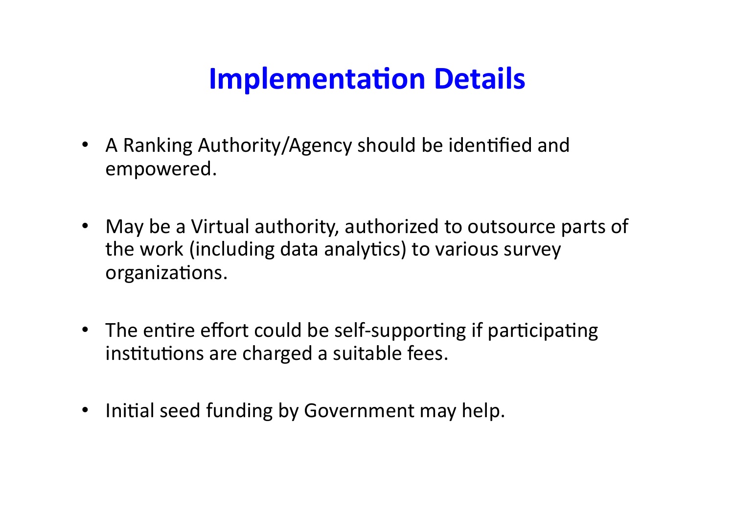# Implementation Details

- A Ranking Authority/Agency should be identified and empowered.
- May be a Virtual authority, authorized to outsource parts of the work (including data analytics) to various survey organizations.
- The entire effort could be self-supporting if participating institutions are charged a suitable fees.
- Initial seed funding by Government may help.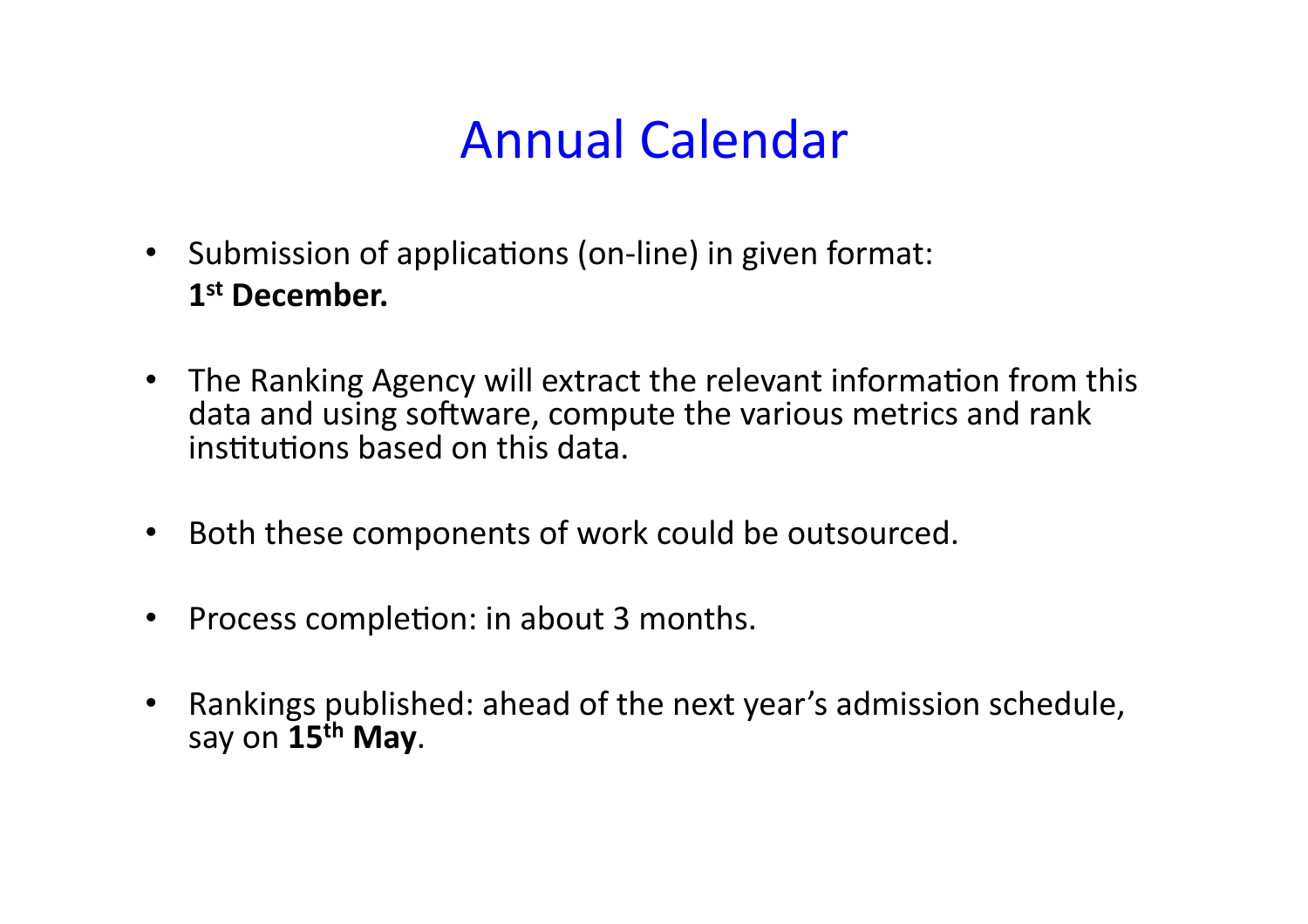# Annual Calendar

- Submission of applications (on-line) in given format: **1st December.**

- The Ranking Agency will extract the relevant information from this data and using software, compute the various metrics and rank institutions based on this data.

- Both these components of work could be outsourced.

- Process completion: in about 3 months.

- Rankings published: ahead of the next year's admission schedule, say on **15th May**.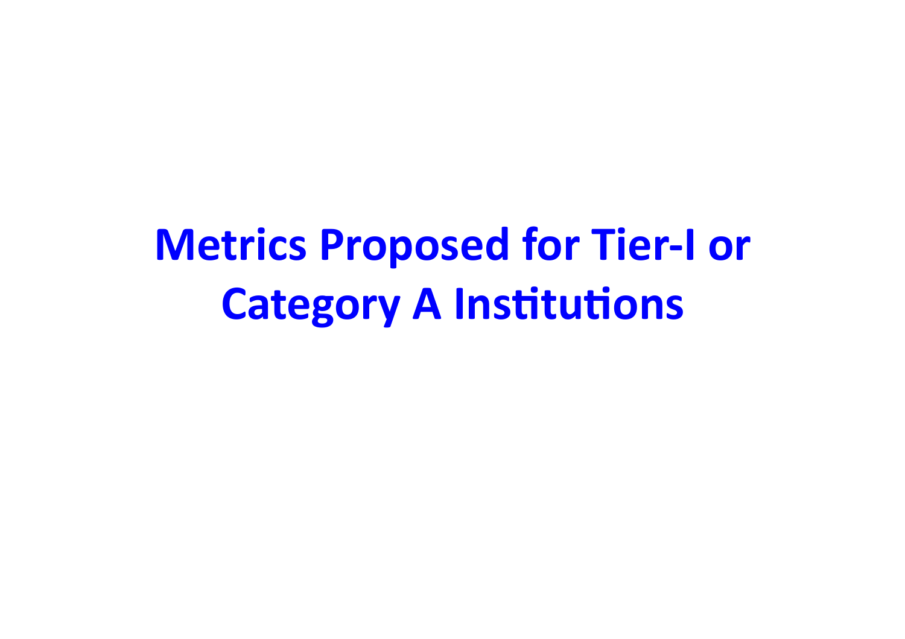# Metrics Proposed for Tier-I or Category A Institutions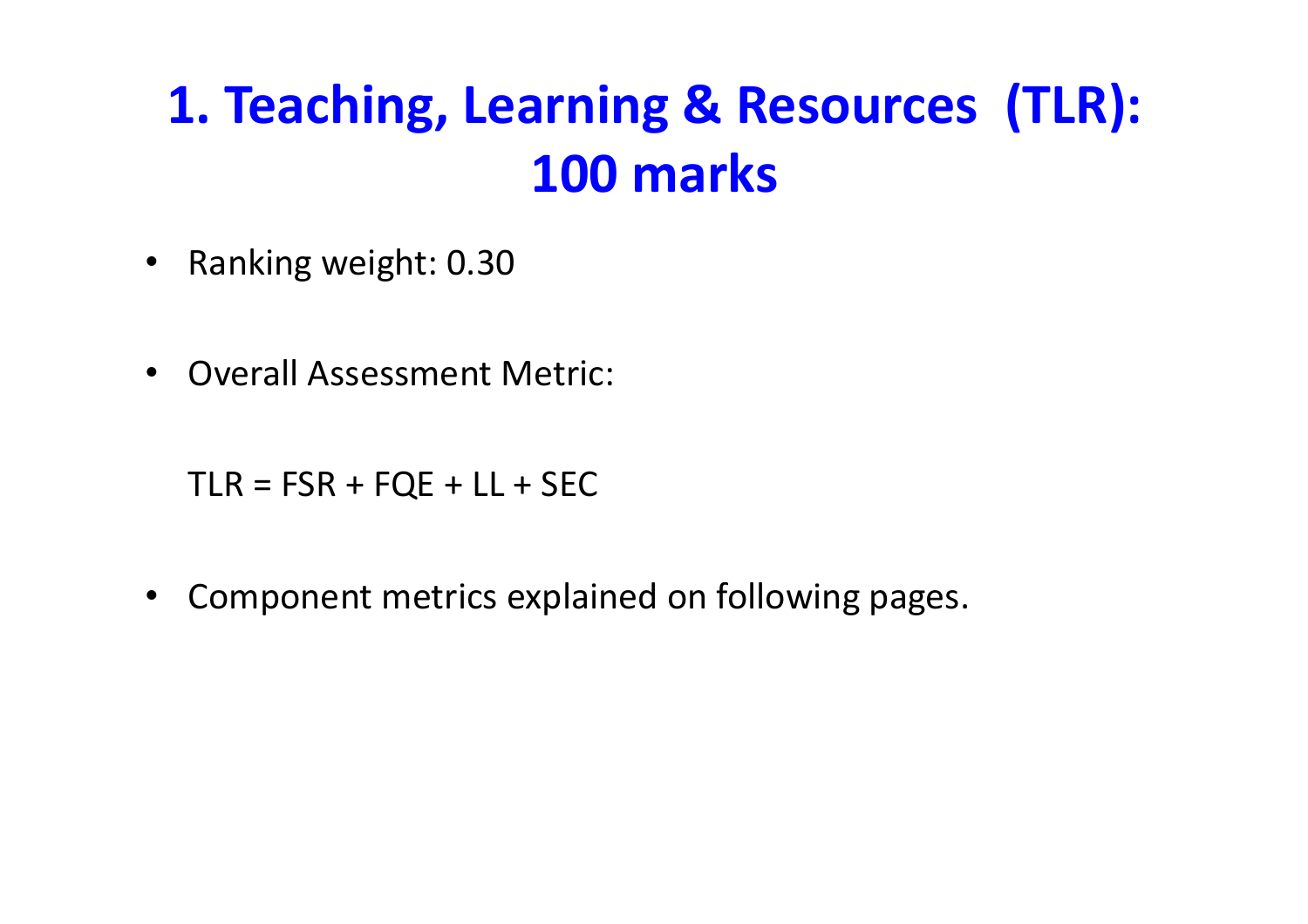# 1. Teaching, Learning & Resources (TLR): 100 marks

- Ranking weight: 0.30

- Overall Assessment Metric:

  TLR = FSR + FQE + LL + SEC

- Component metrics explained on following pages.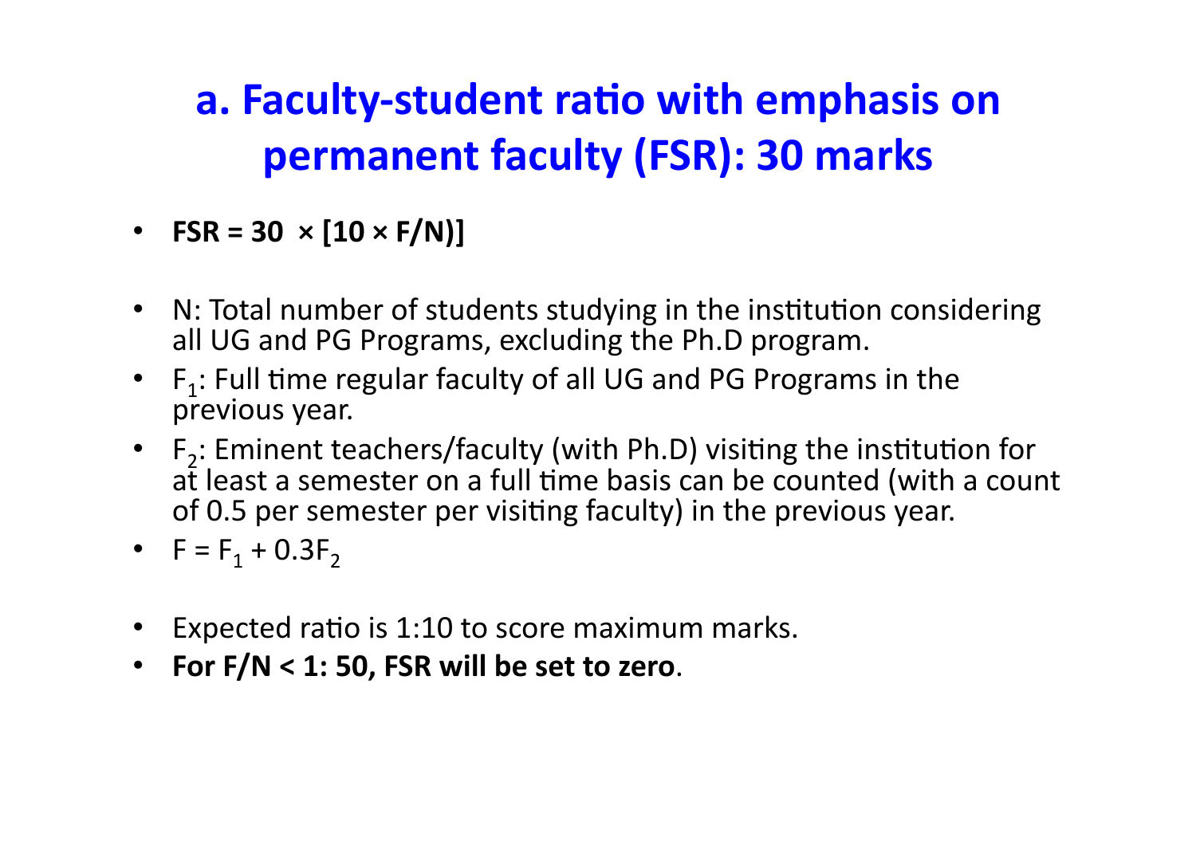# a. Faculty-student ratio with emphasis on permanent faculty (FSR): 30 marks

- **FSR = 30 × [10 × F/N)]**

- N: Total number of students studying in the institution considering all UG and PG Programs, excluding the Ph.D program.
- $F_1$: Full time regular faculty of all UG and PG Programs in the previous year.
- $F_2$: Eminent teachers/faculty (with Ph.D) visiting the institution for at least a semester on a full time basis can be counted (with a count of 0.5 per semester per visiting faculty) in the previous year.
- $F = F_1 + 0.3F_2$

- Expected ratio is 1:10 to score maximum marks.
- **For F/N < 1: 50, FSR will be set to zero**.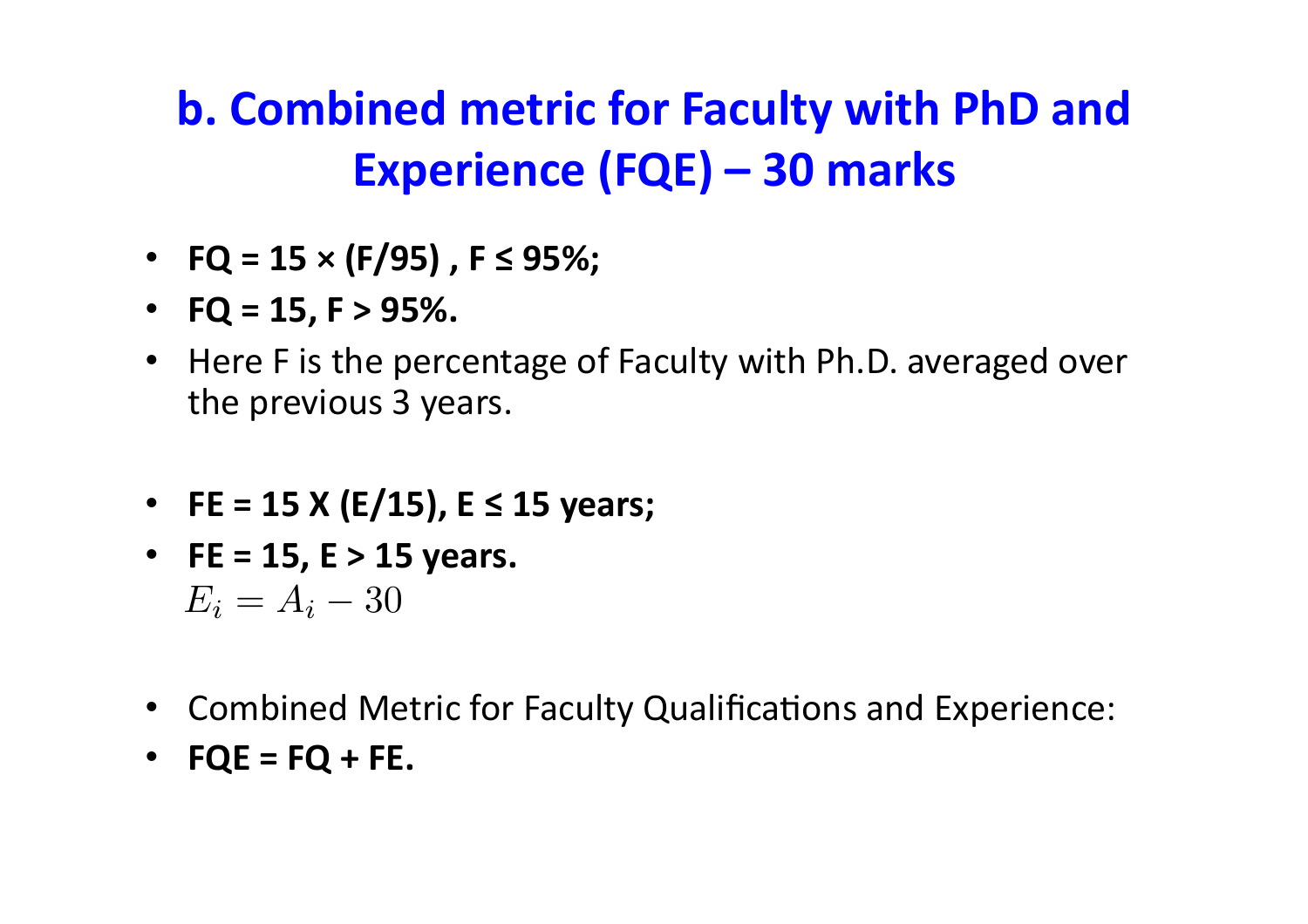## b. Combined metric for Faculty with PhD and Experience (FQE) – 30 marks

- **FQ = 15 × (F/95) , F ≤ 95%;**
- **FQ = 15, F > 95%.**
- Here F is the percentage of Faculty with Ph.D. averaged over the previous 3 years.

- **FE = 15 X (E/15), E ≤ 15 years;**
- **FE = 15, E > 15 years.**

  $$E_i = A_i - 30$$

- Combined Metric for Faculty Qualifications and Experience:
- **FQE = FQ + FE.**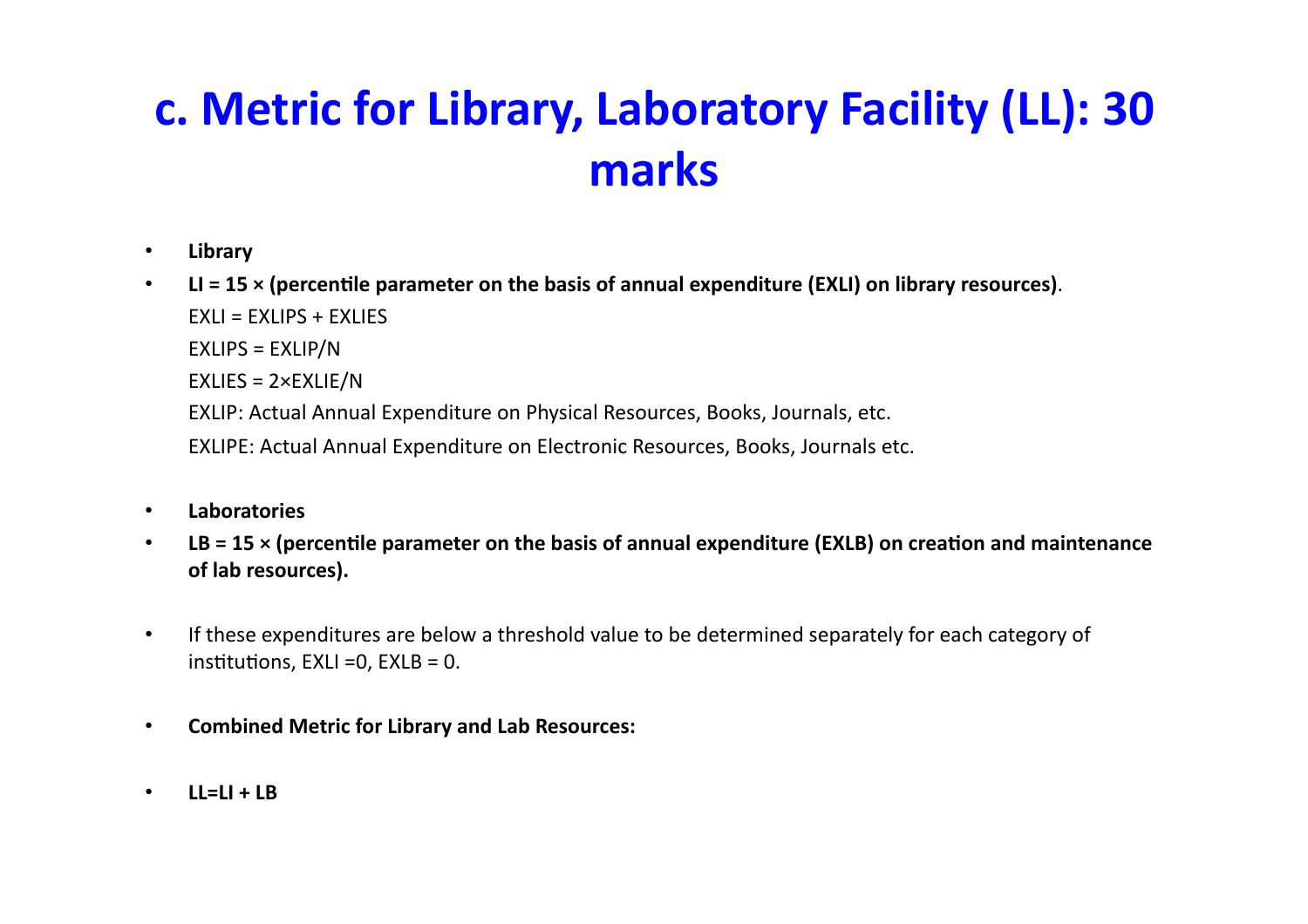# c. Metric for Library, Laboratory Facility (LL): 30 marks

- **Library**
- **LI = 15 × (percentile parameter on the basis of annual expenditure (EXLI) on library resources)**.

  EXLI = EXLIPS + EXLIES

  EXLIPS = EXLIP/N

  EXLIES = 2×EXLIE/N

  EXLIP: Actual Annual Expenditure on Physical Resources, Books, Journals, etc.

  EXLIPE: Actual Annual Expenditure on Electronic Resources, Books, Journals etc.

- **Laboratories**
- **LB = 15 × (percentile parameter on the basis of annual expenditure (EXLB) on creation and maintenance of lab resources).**

- If these expenditures are below a threshold value to be determined separately for each category of institutions, EXLI =0, EXLB = 0.

- **Combined Metric for Library and Lab Resources:**

- **LL=LI + LB**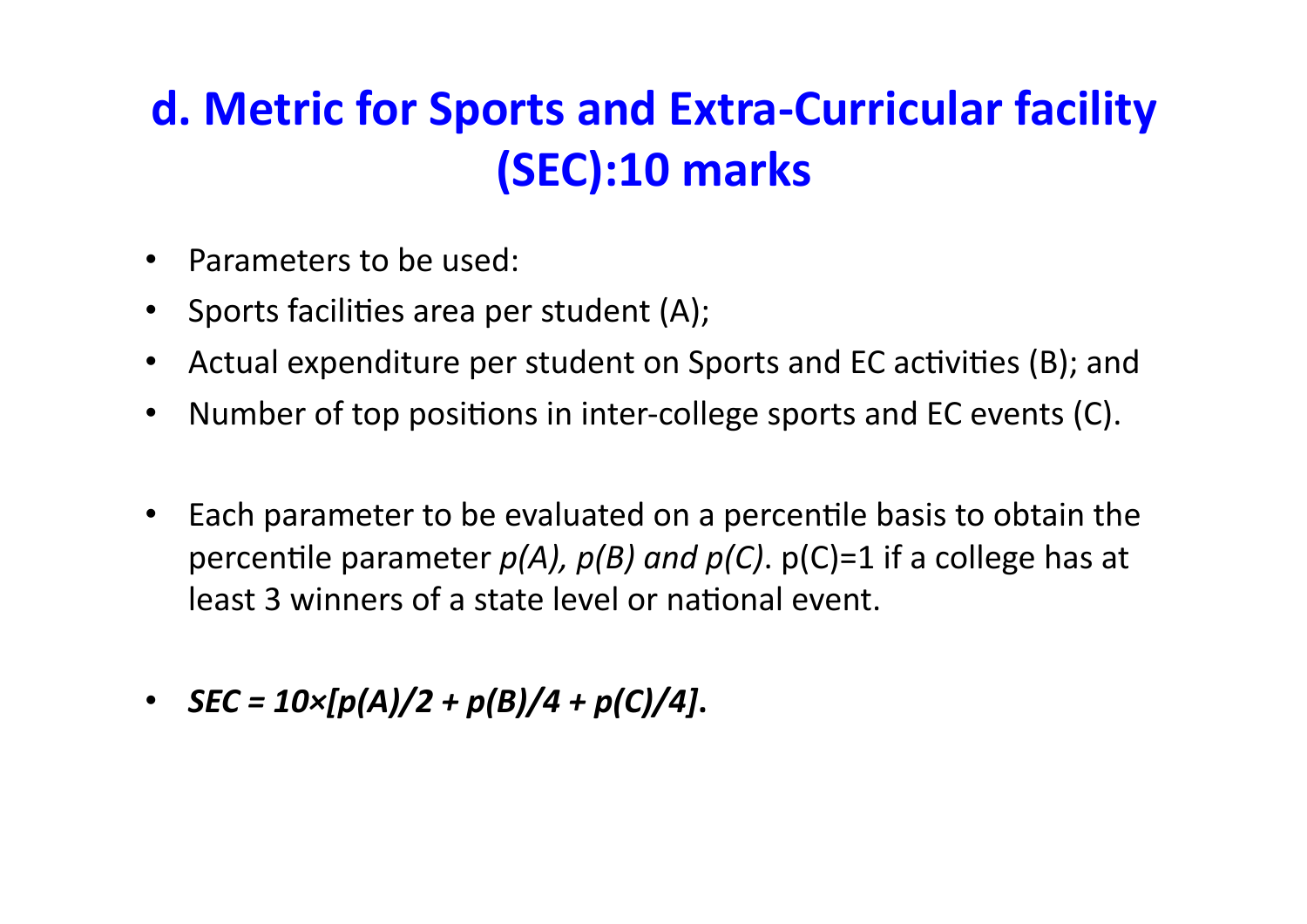# d. Metric for Sports and Extra-Curricular facility (SEC):10 marks

- Parameters to be used:
- Sports facilities area per student (A);
- Actual expenditure per student on Sports and EC activities (B); and
- Number of top positions in inter-college sports and EC events (C).

- Each parameter to be evaluated on a percentile basis to obtain the percentile parameter *p(A), p(B) and p(C)*. p(C)=1 if a college has at least 3 winners of a state level or national event.

- $SEC = 10 \times [p(A)/2 + p(B)/4 + p(C)/4]$.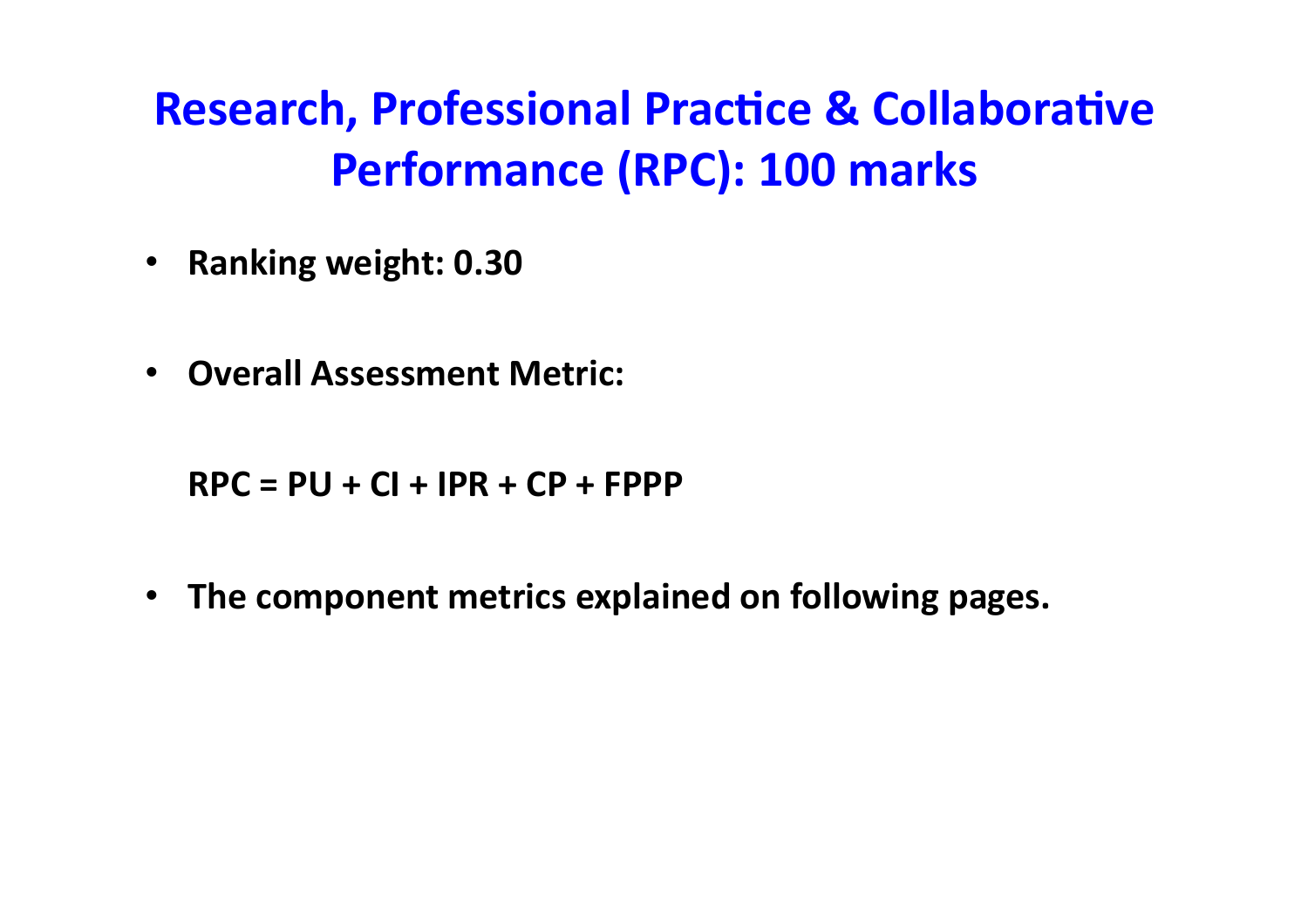# Research, Professional Practice & Collaborative Performance (RPC): 100 marks

- **Ranking weight: 0.30**

- **Overall Assessment Metric:**

  **RPC = PU + CI + IPR + CP + FPPP**

- **The component metrics explained on following pages.**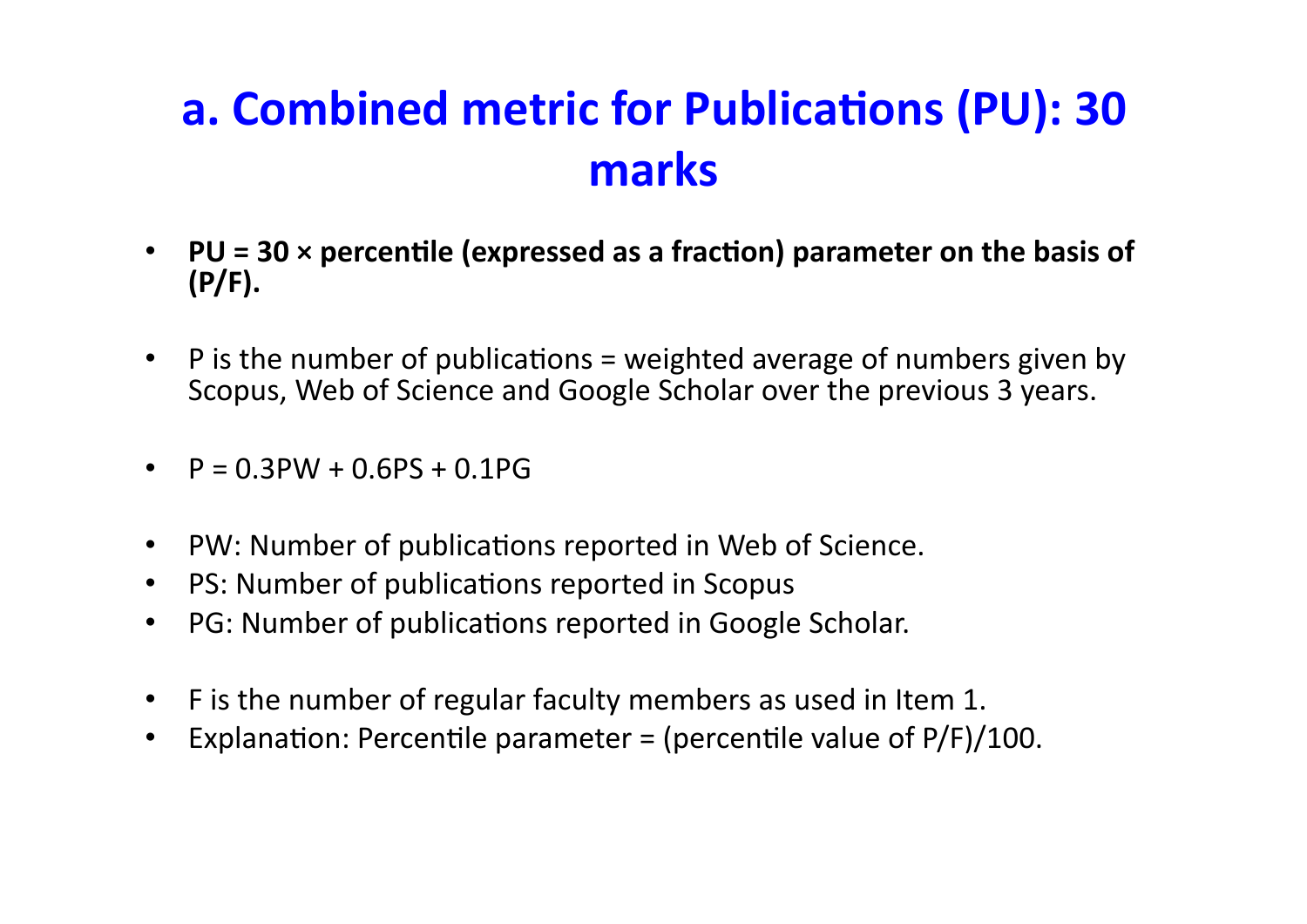# a. Combined metric for Publications (PU): 30 marks

- **PU = 30 × percentile (expressed as a fraction) parameter on the basis of (P/F).**
- P is the number of publications = weighted average of numbers given by Scopus, Web of Science and Google Scholar over the previous 3 years.
- $P = 0.3PW + 0.6PS + 0.1PG$
- PW: Number of publications reported in Web of Science.
- PS: Number of publications reported in Scopus
- PG: Number of publications reported in Google Scholar.
- F is the number of regular faculty members as used in Item 1.
- Explanation: Percentile parameter = (percentile value of P/F)/100.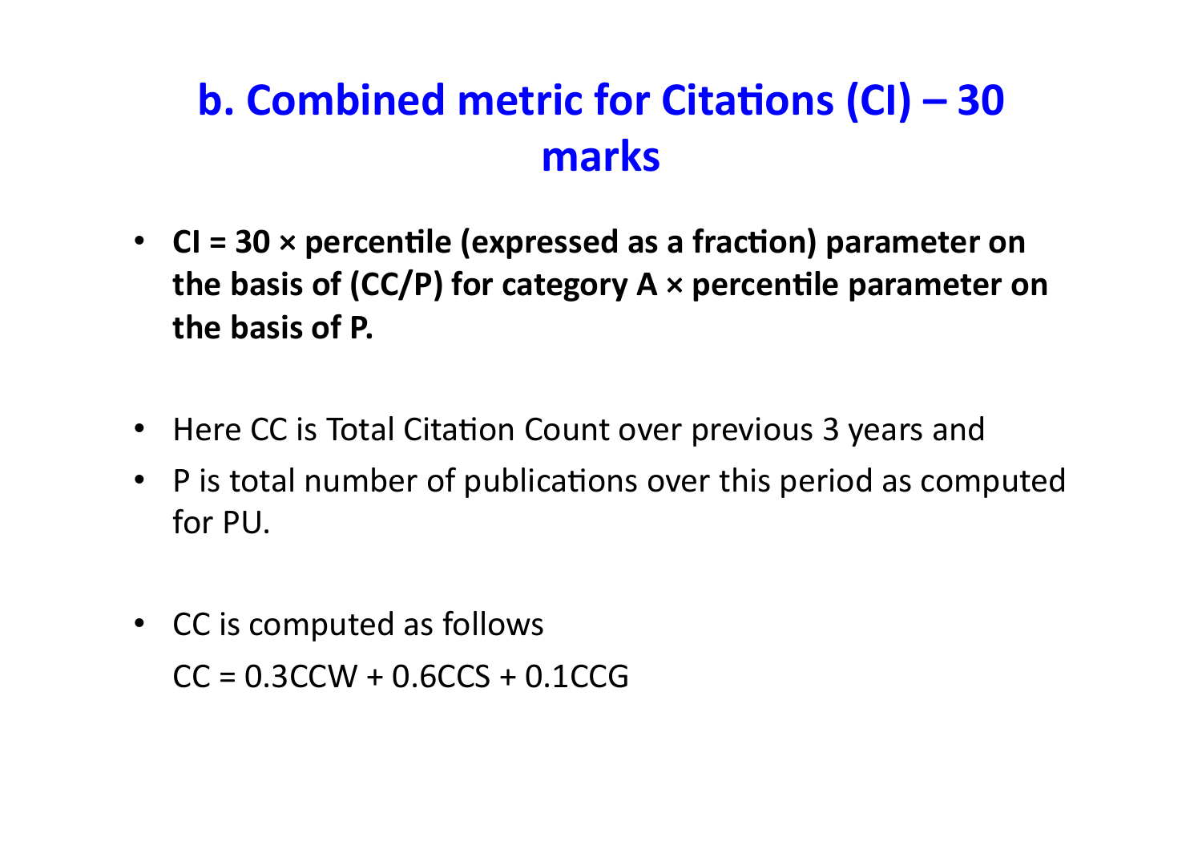## b. Combined metric for Citations (CI) – 30 marks

- **CI = 30 × percentile (expressed as a fraction) parameter on the basis of (CC/P) for category A × percentile parameter on the basis of P.**

- Here CC is Total Citation Count over previous 3 years and
- P is total number of publications over this period as computed for PU.

- CC is computed as follows

  $CC = 0.3CCW + 0.6CCS + 0.1CCG$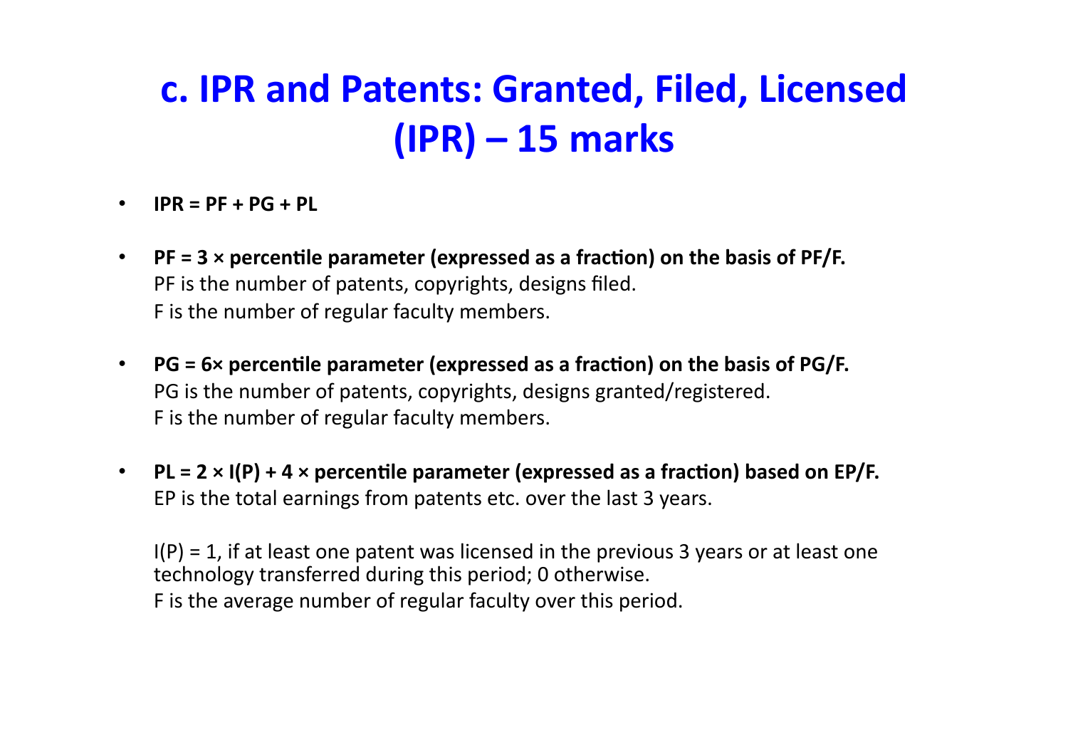# c. IPR and Patents: Granted, Filed, Licensed (IPR) – 15 marks

- **IPR = PF + PG + PL**

- **PF = 3 × percentile parameter (expressed as a fraction) on the basis of PF/F.**
  PF is the number of patents, copyrights, designs filed.
  F is the number of regular faculty members.

- **PG = 6× percentile parameter (expressed as a fraction) on the basis of PG/F.**
  PG is the number of patents, copyrights, designs granted/registered.
  F is the number of regular faculty members.

- **PL = 2 × I(P) + 4 × percentile parameter (expressed as a fraction) based on EP/F.**
  EP is the total earnings from patents etc. over the last 3 years.

  I(P) = 1, if at least one patent was licensed in the previous 3 years or at least one technology transferred during this period; 0 otherwise.
  F is the average number of regular faculty over this period.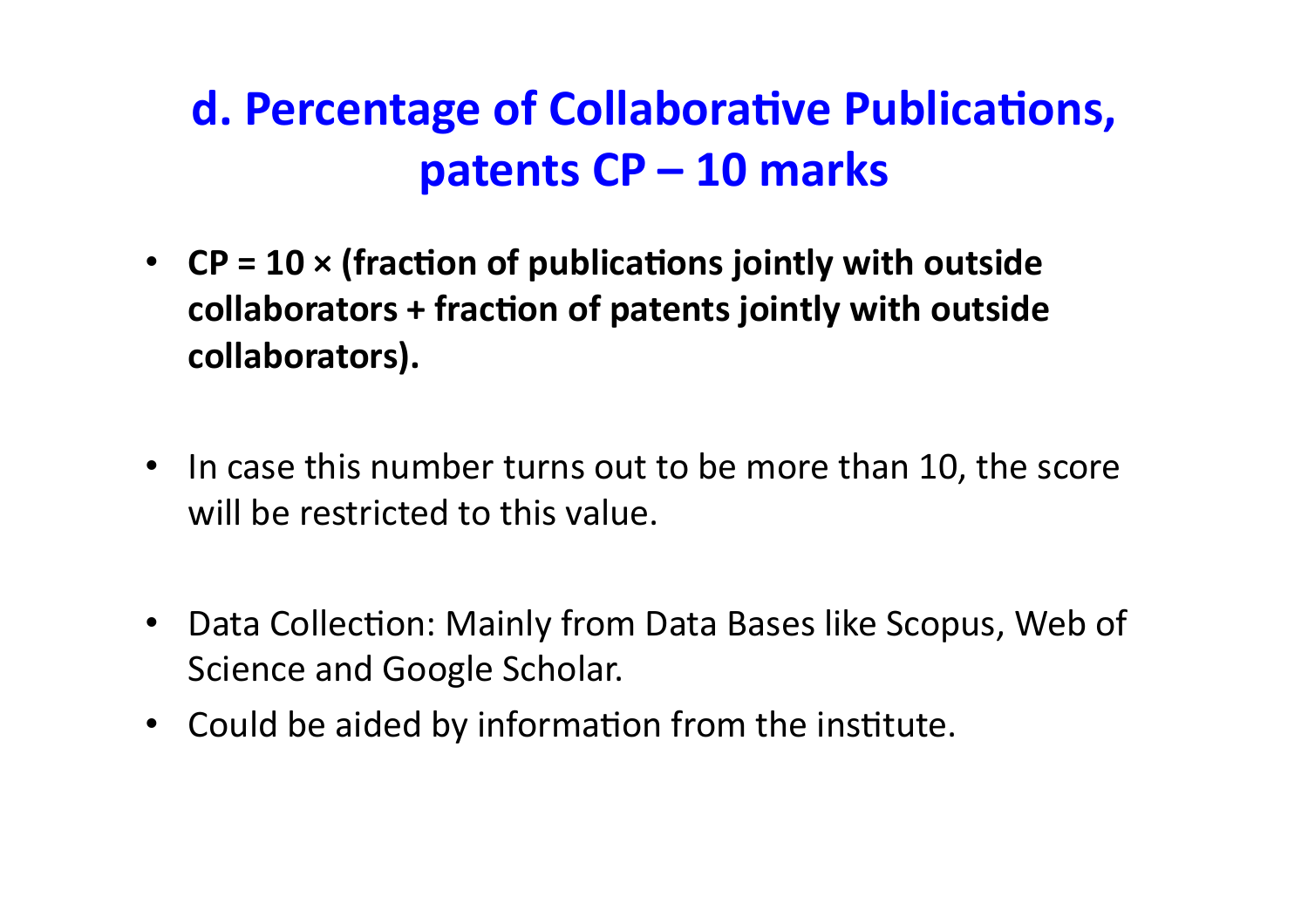## d. Percentage of Collaborative Publications, patents CP – 10 marks

- **CP = 10 × (fraction of publications jointly with outside collaborators + fraction of patents jointly with outside collaborators).**

- In case this number turns out to be more than 10, the score will be restricted to this value.

- Data Collection: Mainly from Data Bases like Scopus, Web of Science and Google Scholar.
- Could be aided by information from the institute.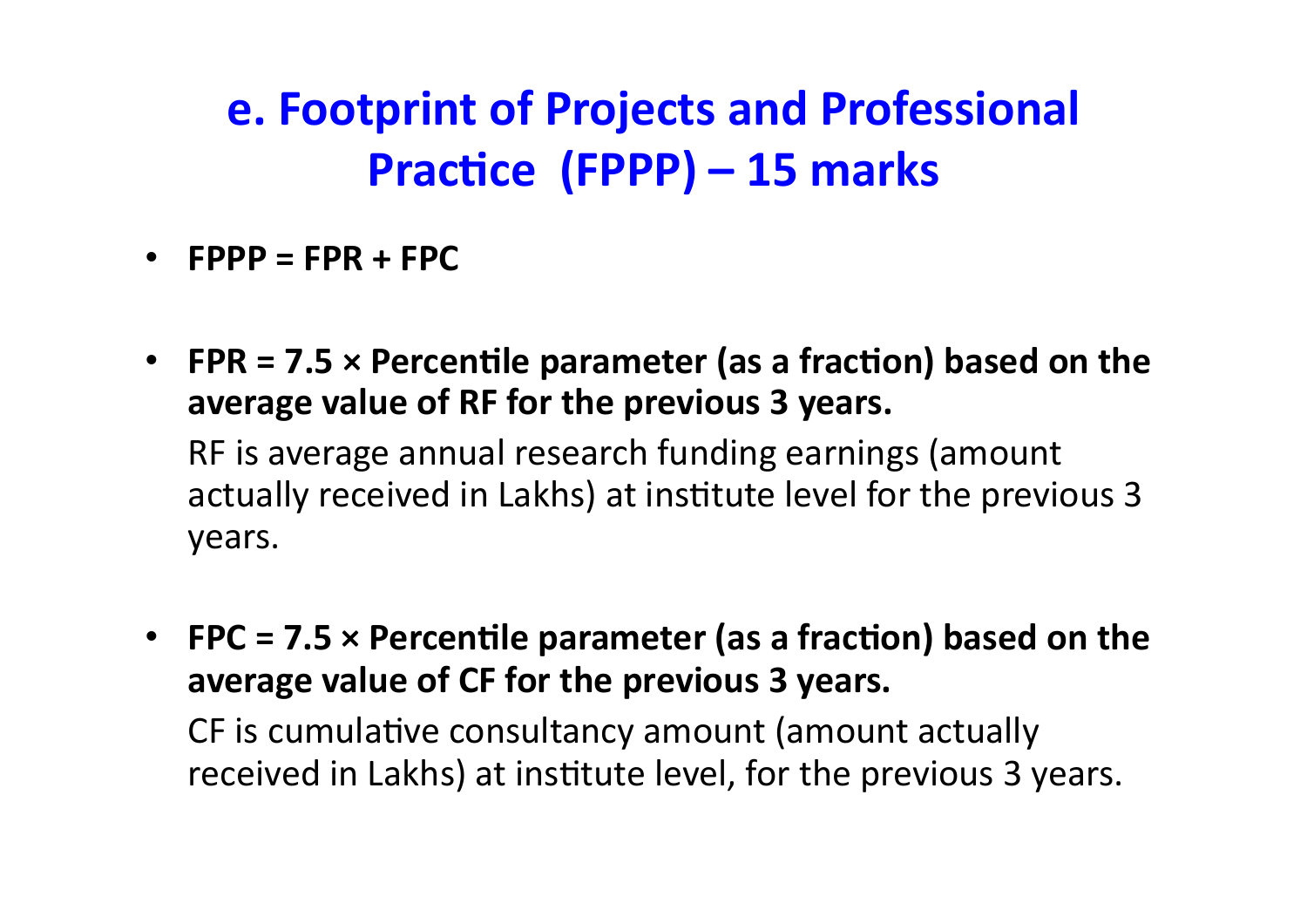## e. Footprint of Projects and Professional Practice (FPPP) – 15 marks

- **FPPP = FPR + FPC**

- **FPR = 7.5 × Percentile parameter (as a fraction) based on the average value of RF for the previous 3 years.**

  RF is average annual research funding earnings (amount actually received in Lakhs) at institute level for the previous 3 years.

- **FPC = 7.5 × Percentile parameter (as a fraction) based on the average value of CF for the previous 3 years.**

  CF is cumulative consultancy amount (amount actually received in Lakhs) at institute level, for the previous 3 years.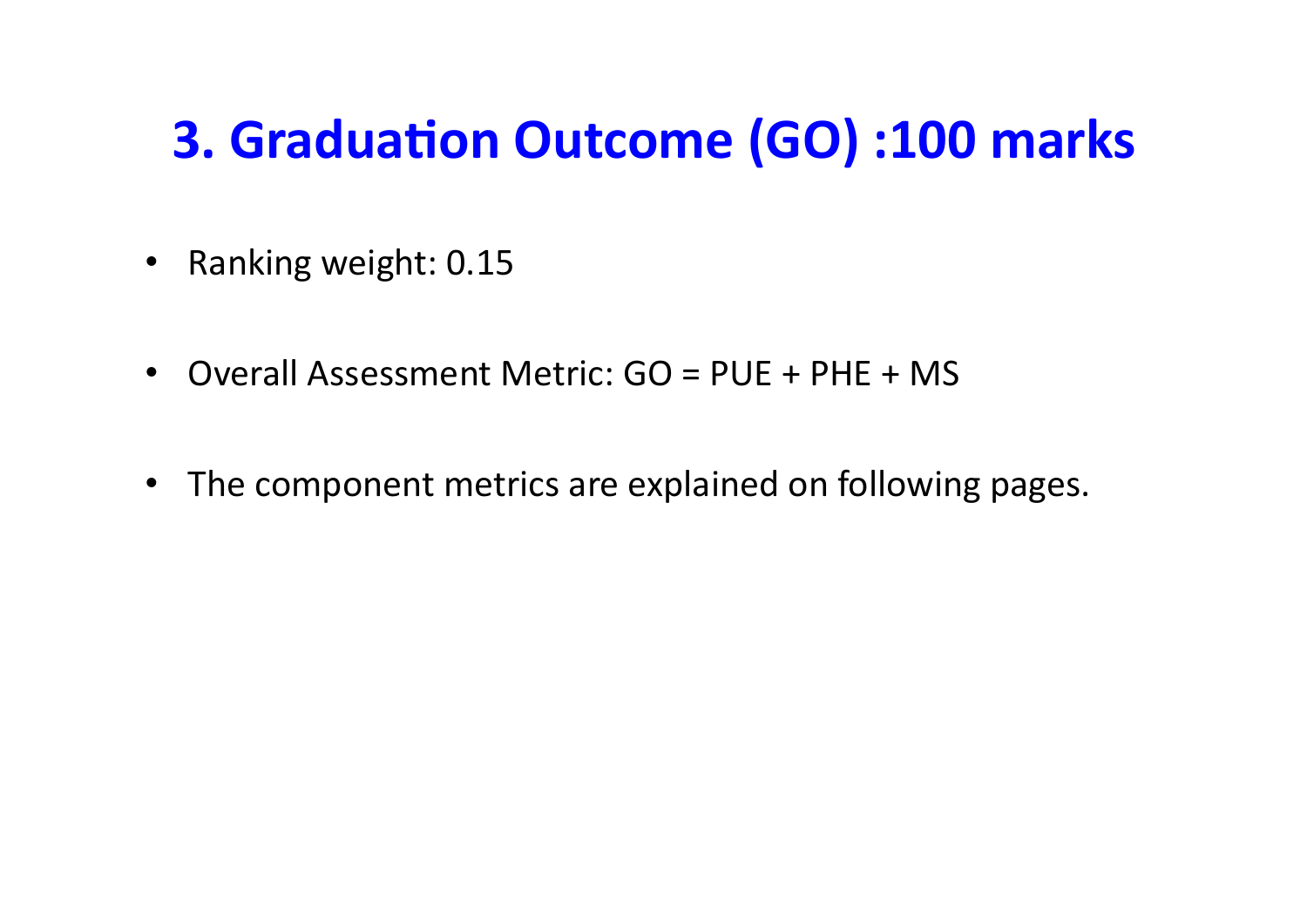# 3. Graduation Outcome (GO) :100 marks

- Ranking weight: 0.15
- Overall Assessment Metric: GO = PUE + PHE + MS
- The component metrics are explained on following pages.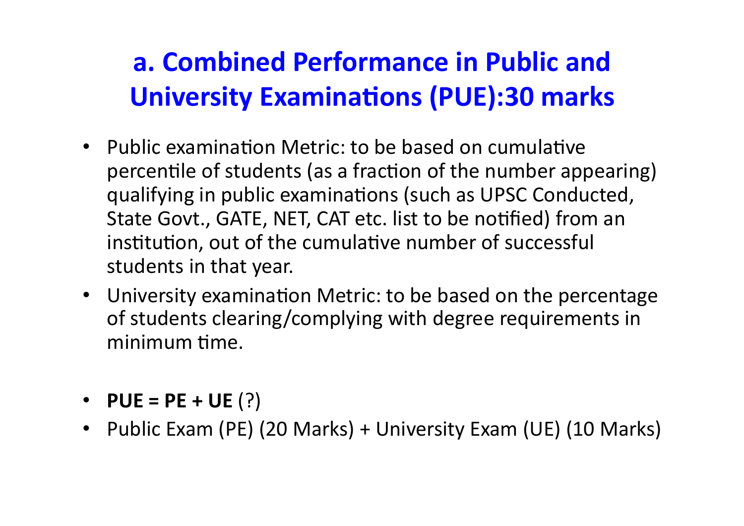# a. Combined Performance in Public and University Examinations (PUE):30 marks

- Public examination Metric: to be based on cumulative percentile of students (as a fraction of the number appearing) qualifying in public examinations (such as UPSC Conducted, State Govt., GATE, NET, CAT etc. list to be notified) from an institution, out of the cumulative number of successful students in that year.
- University examination Metric: to be based on the percentage of students clearing/complying with degree requirements in minimum time.

- **PUE = PE + UE** (?)
- Public Exam (PE) (20 Marks) + University Exam (UE) (10 Marks)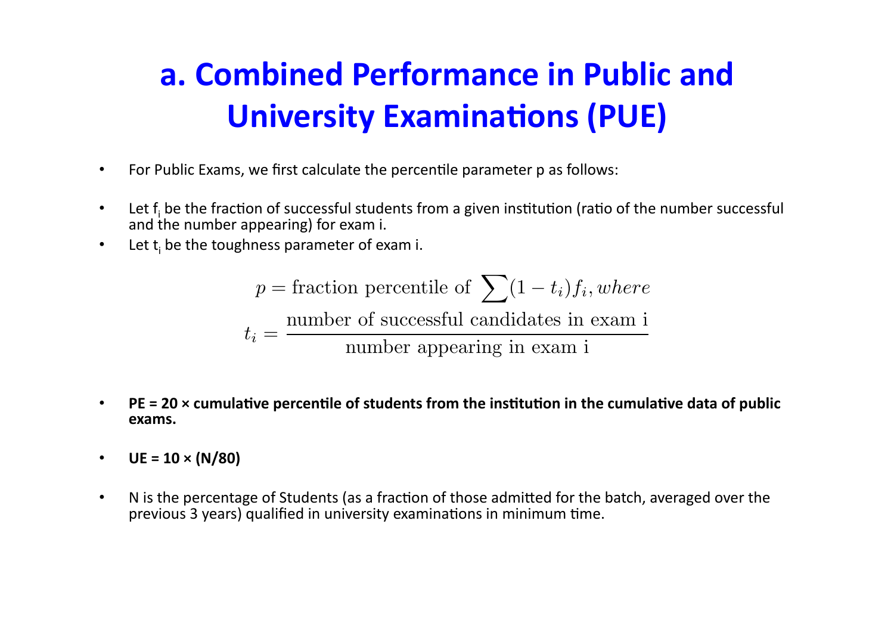# a. Combined Performance in Public and University Examinations (PUE)

- For Public Exams, we first calculate the percentile parameter p as follows:
- Let $f_i$ be the fraction of successful students from a given institution (ratio of the number successful and the number appearing) for exam i.
- Let $t_i$ be the toughness parameter of exam i.

$$p = \text{fraction percentile of } \sum (1 - t_i) f_i, where$$

$$t_i = \frac{\text{number of successful candidates in exam i}}{\text{number appearing in exam i}}$$

- **PE = 20 × cumulative percentile of students from the institution in the cumulative data of public exams.**
- **UE = 10 × (N/80)**
- N is the percentage of Students (as a fraction of those admitted for the batch, averaged over the previous 3 years) qualified in university examinations in minimum time.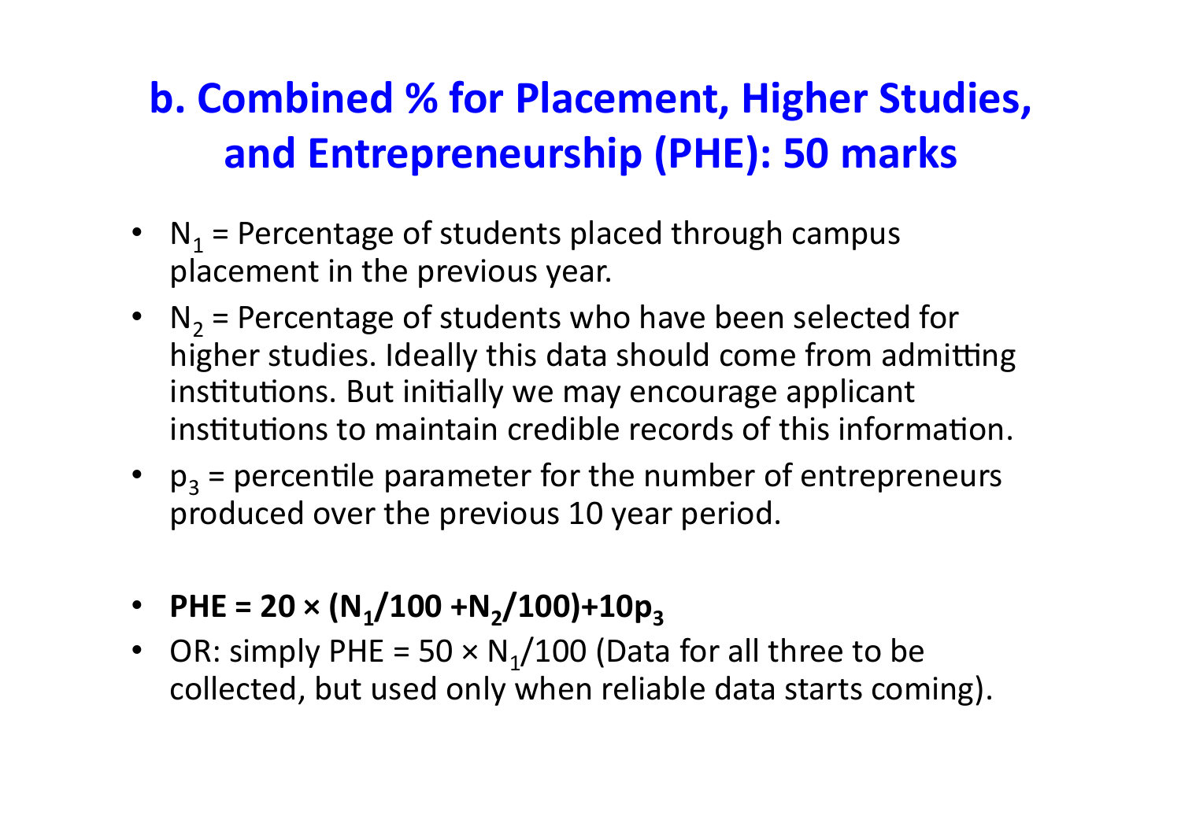## b. Combined % for Placement, Higher Studies, and Entrepreneurship (PHE): 50 marks

- $N_1$ = Percentage of students placed through campus placement in the previous year.
- $N_2$ = Percentage of students who have been selected for higher studies. Ideally this data should come from admitting institutions. But initially we may encourage applicant institutions to maintain credible records of this information.
- $p_3$ = percentile parameter for the number of entrepreneurs produced over the previous 10 year period.

- **PHE = $20 \times (N_1/100 + N_2/100) + 10p_3$**
- OR: simply PHE = $50 \times N_1/100$ (Data for all three to be collected, but used only when reliable data starts coming).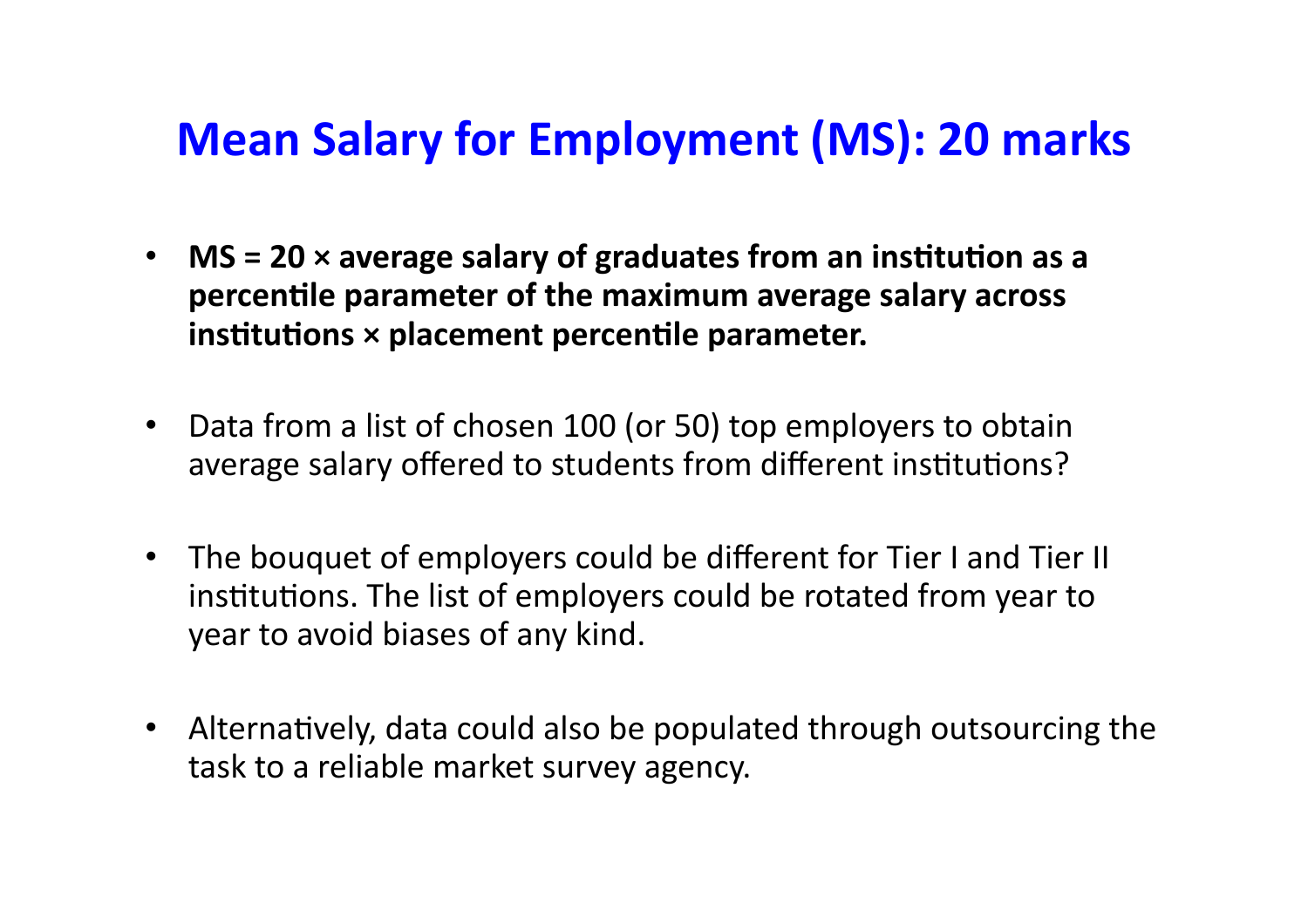# Mean Salary for Employment (MS): 20 marks

- **MS = 20 × average salary of graduates from an institution as a percentile parameter of the maximum average salary across institutions × placement percentile parameter.**
- Data from a list of chosen 100 (or 50) top employers to obtain average salary offered to students from different institutions?
- The bouquet of employers could be different for Tier I and Tier II institutions. The list of employers could be rotated from year to year to avoid biases of any kind.
- Alternatively, data could also be populated through outsourcing the task to a reliable market survey agency.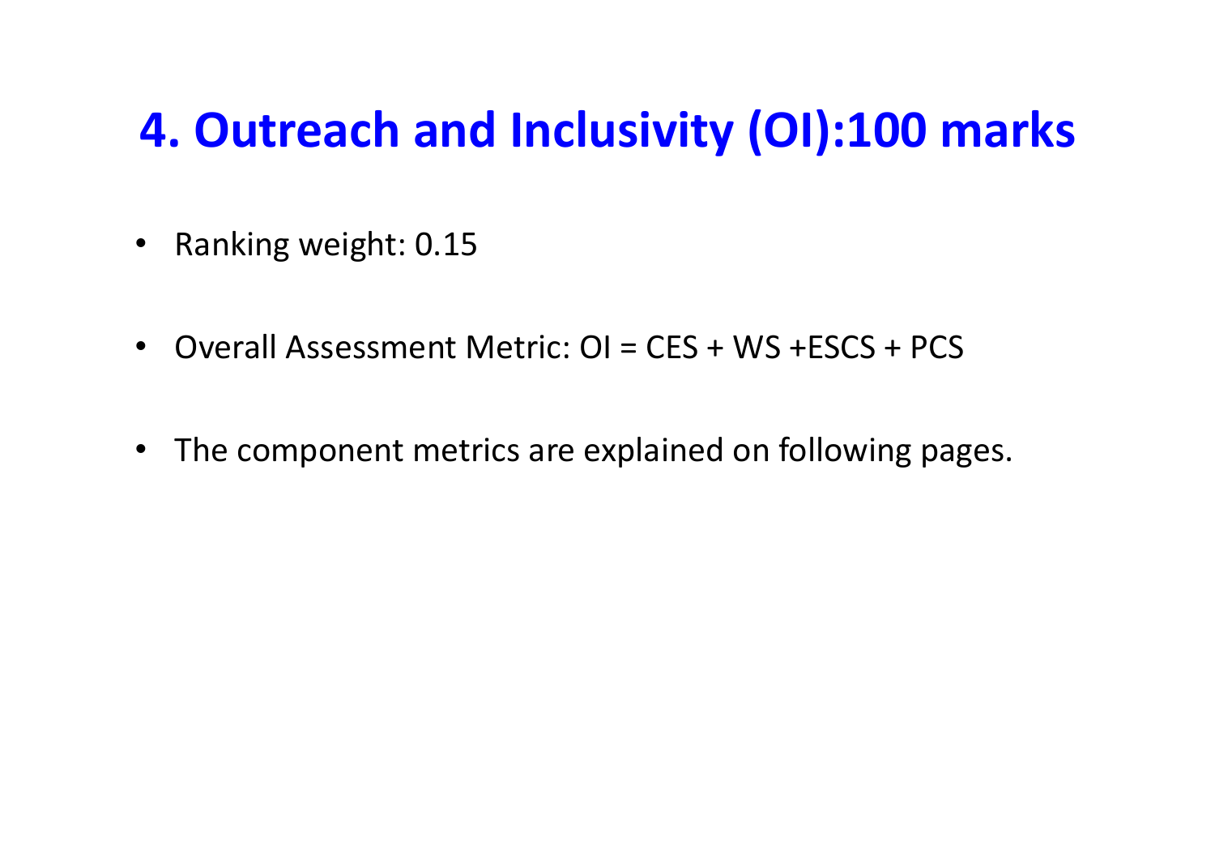# 4. Outreach and Inclusivity (OI):100 marks

- Ranking weight: 0.15
- Overall Assessment Metric: OI = CES + WS +ESCS + PCS
- The component metrics are explained on following pages.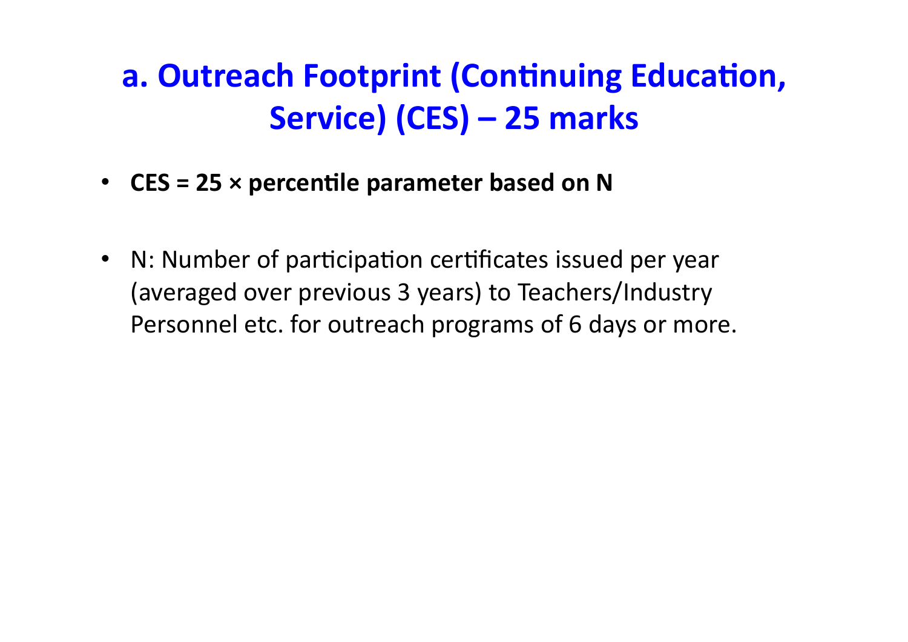## a. Outreach Footprint (Continuing Education, Service) (CES) – 25 marks

- **CES = 25 × percentile parameter based on N**

- N: Number of participation certificates issued per year (averaged over previous 3 years) to Teachers/Industry Personnel etc. for outreach programs of 6 days or more.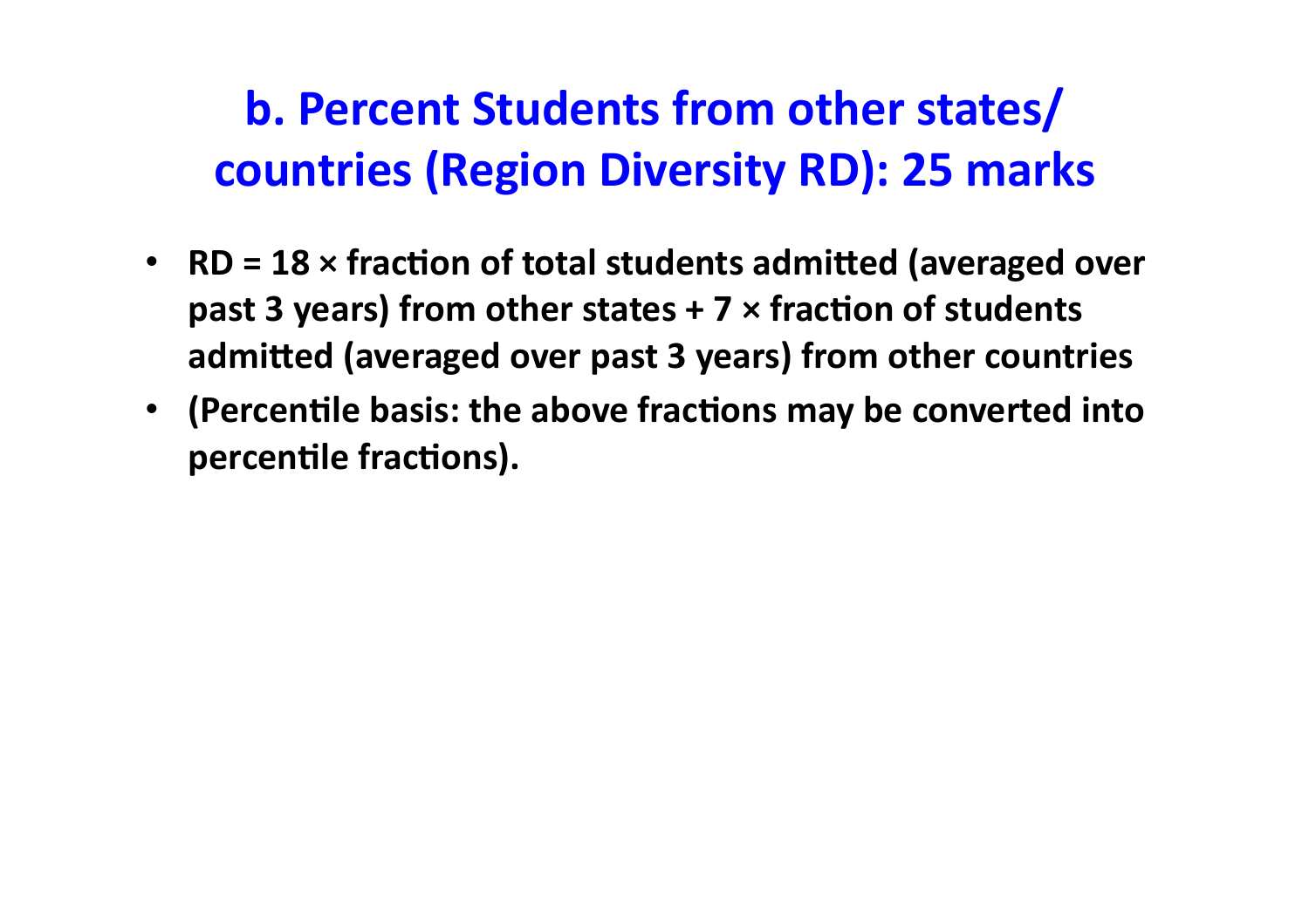## b. Percent Students from other states/ countries (Region Diversity RD): 25 marks

- **RD = 18 × fraction of total students admitted (averaged over past 3 years) from other states + 7 × fraction of students admitted (averaged over past 3 years) from other countries**
- **(Percentile basis: the above fractions may be converted into percentile fractions).**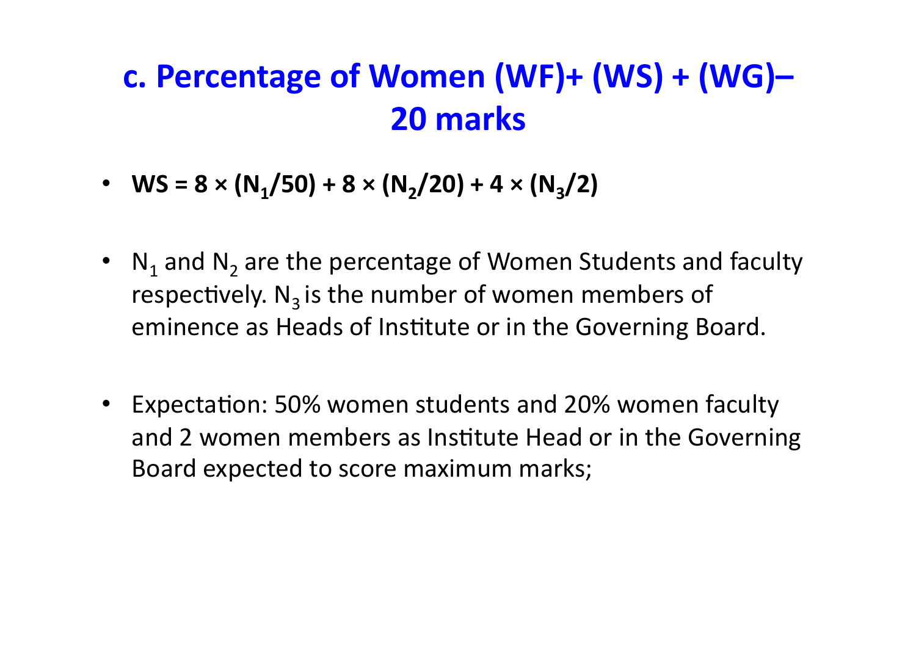# c. Percentage of Women (WF)+ (WS) + (WG)– 20 marks

- **WS = $8 \times (N_1/50) + 8 \times (N_2/20) + 4 \times (N_3/2)$**
- $N_1$ and $N_2$ are the percentage of Women Students and faculty respectively. $N_3$ is the number of women members of eminence as Heads of Institute or in the Governing Board.
- Expectation: 50% women students and 20% women faculty and 2 women members as Institute Head or in the Governing Board expected to score maximum marks;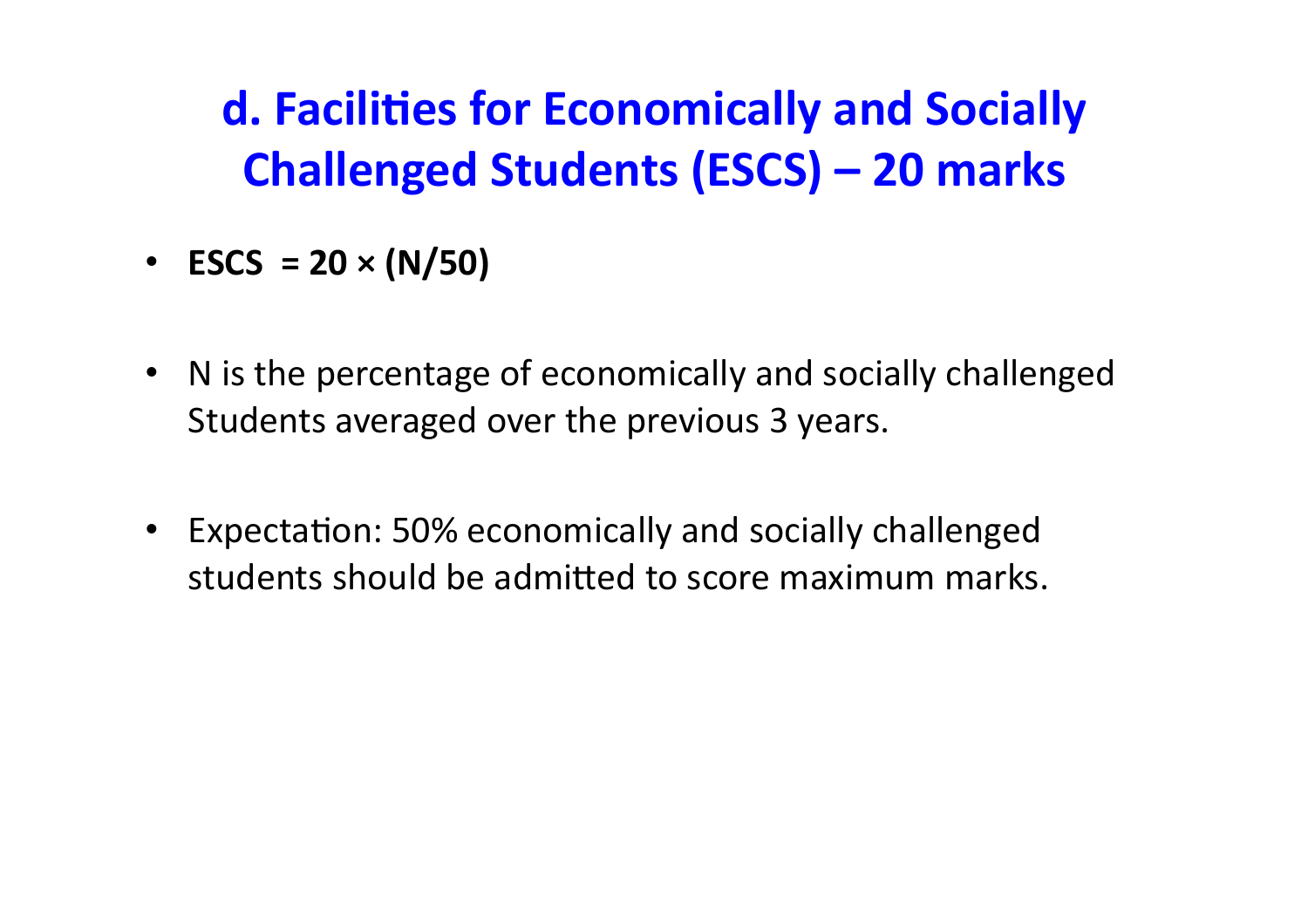## d. Facilities for Economically and Socially Challenged Students (ESCS) – 20 marks

- **ESCS = 20 × (N/50)**

- N is the percentage of economically and socially challenged Students averaged over the previous 3 years.

- Expectation: 50% economically and socially challenged students should be admitted to score maximum marks.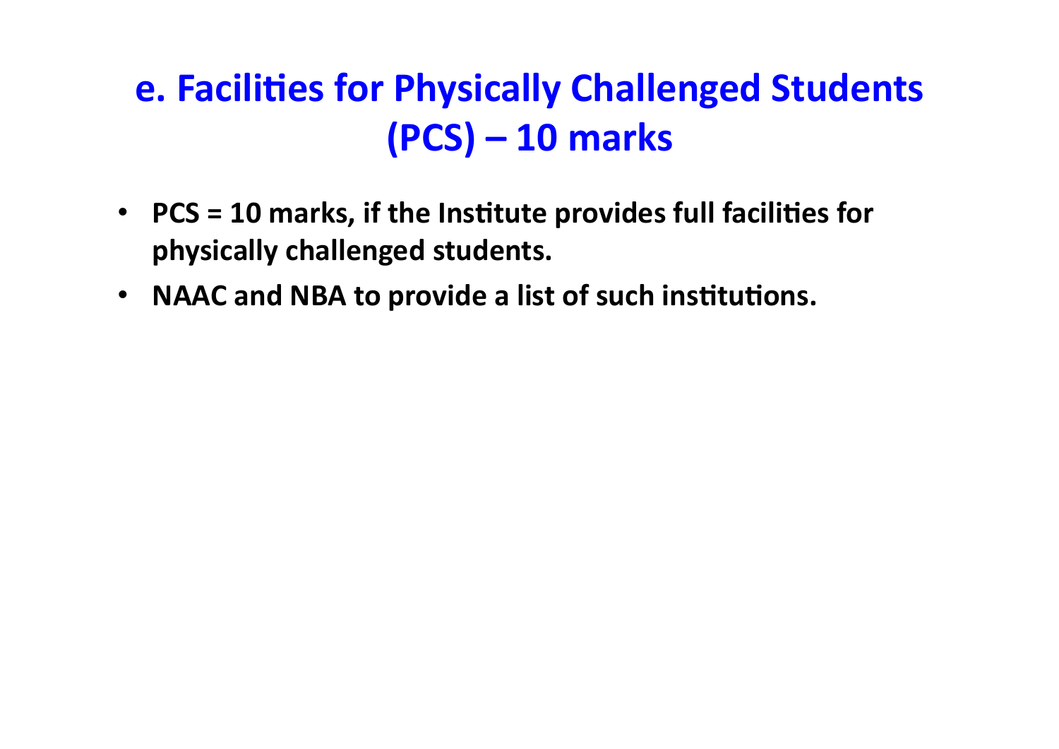# e. Facilities for Physically Challenged Students (PCS) – 10 marks

- **PCS = 10 marks, if the Institute provides full facilities for physically challenged students.**
- **NAAC and NBA to provide a list of such institutions.**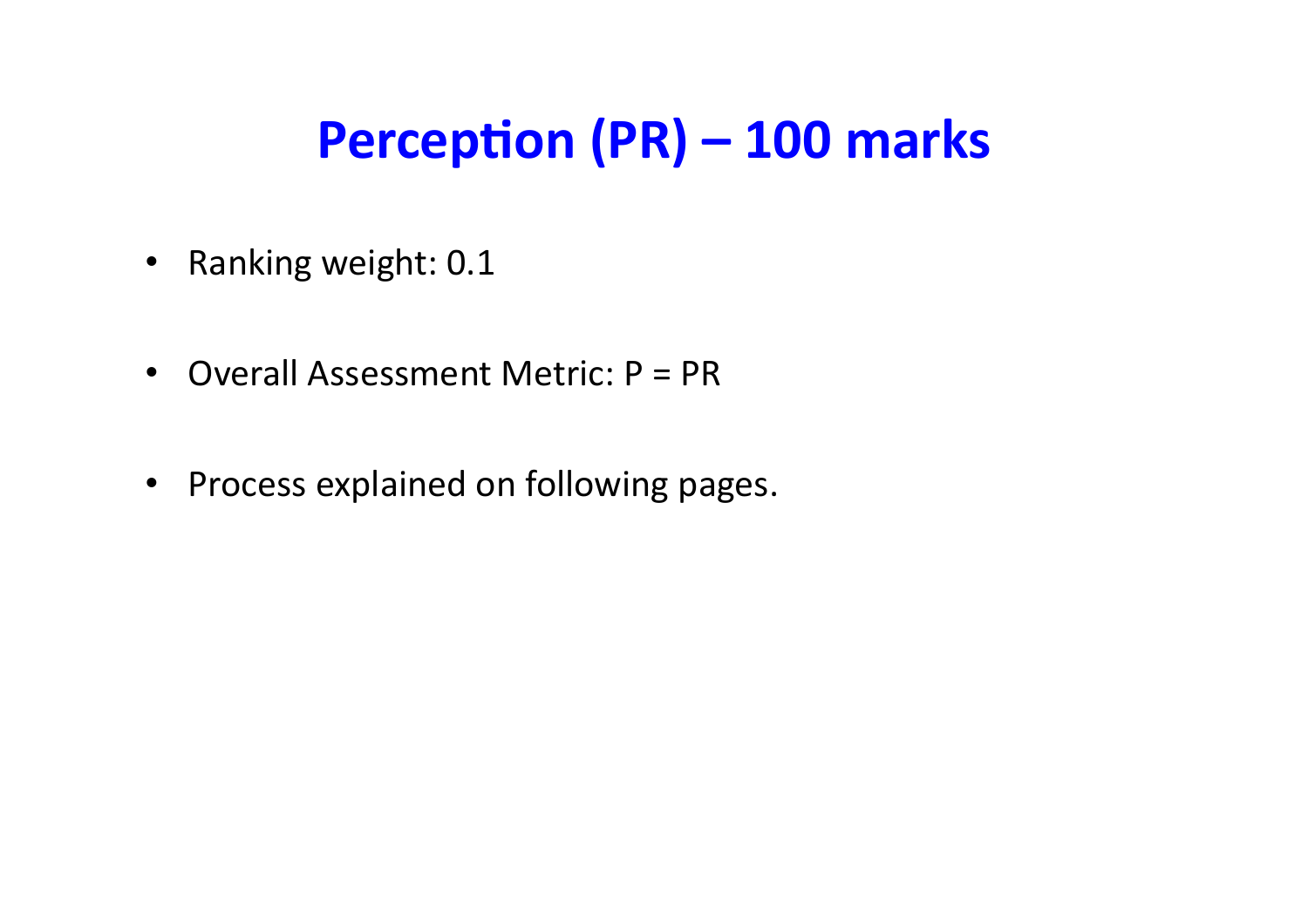# Perception (PR) – 100 marks

- Ranking weight: 0.1
- Overall Assessment Metric: P = PR
- Process explained on following pages.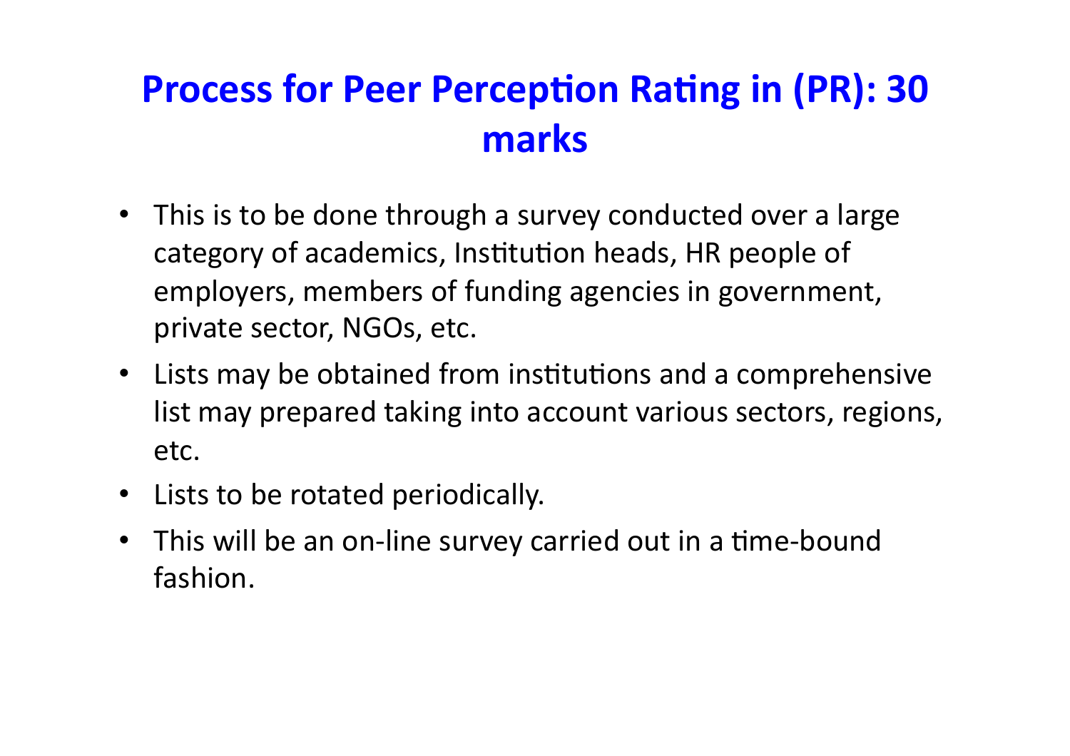# Process for Peer Perception Rating in (PR): 30 marks

- This is to be done through a survey conducted over a large category of academics, Institution heads, HR people of employers, members of funding agencies in government, private sector, NGOs, etc.
- Lists may be obtained from institutions and a comprehensive list may prepared taking into account various sectors, regions, etc.
- Lists to be rotated periodically.
- This will be an on-line survey carried out in a time-bound fashion.